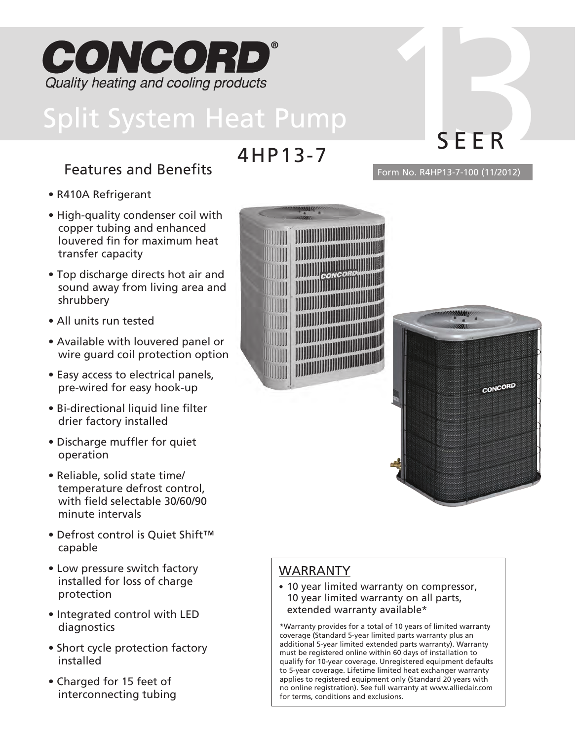# CONCORD®

Quality heating and cooling products

# Split System Heat Pump

## 4HP13-7

13 SEER

Form No. R4HP13-7-100 (11/2012)

### Features and Benefits

- R410A Refrigerant
- High-quality condenser coil with copper tubing and enhanced louvered fin for maximum heat transfer capacity
- Top discharge directs hot air and sound away from living area and shrubbery
- All units run tested
- Available with louvered panel or wire guard coil protection option
- Easy access to electrical panels, pre-wired for easy hook-up
- Bi-directional liquid line filter drier factory installed
- Discharge muffler for quiet operation
- Reliable, solid state time/ temperature defrost control, with field selectable 30/60/90 minute intervals
- Defrost control is Quiet Shift™ capable
- Low pressure switch factory installed for loss of charge protection
- Integrated control with LED diagnostics
- Short cycle protection factory installed
- Charged for 15 feet of interconnecting tubing

### WARRANTY

- 10 year limited warranty on compressor, 10 year limited warranty on all parts, extended warranty available*

*Warranty provides for a total of 10 years of limited warranty coverage (Standard 5-year limited parts warranty plus an additional 5-year limited extended parts warranty). Warranty must be registered online within 60 days of installation to qualify for 10-year coverage. Unregistered equipment defaults to 5-year coverage. Lifetime limited heat exchanger warranty applies to registered equipment only (Standard 20 years with no online registration). See full warranty at www.alliedair.com for terms, conditions and exclusions.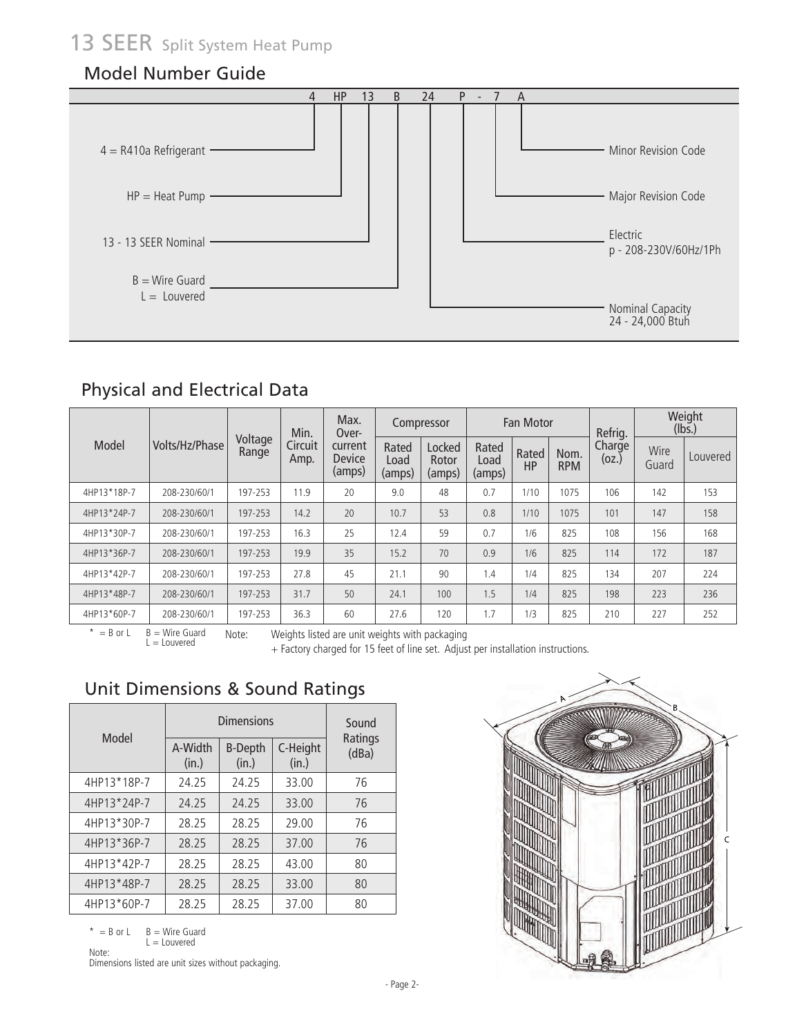# 13 SEER Split System Heat Pump

## Model Number Guide

4 HP 13 B 24 P - 7 A

- 4 = R410a Refrigerant
- HP = Heat Pump
- 13 - 13 SEER Nominal
- B = Wire Guard
  L = Louvered
- Nominal Capacity
  24 - 24,000 Btuh
- Electric
  p - 208-230V/60Hz/1Ph
- Major Revision Code
- Minor Revision Code

## Physical and Electrical Data

| Model | Volts/Hz/Phase | Voltage Range | Min. Circuit Amp. | Max. Over-current Device (amps) | Compressor | | Fan Motor | | | Refrig. Charge (oz.) | Weight (lbs.) | |
|---|---|---|---|---|---|---|---|---|---|---|---|---|
| | | | | | Rated Load (amps) | Locked Rotor (amps) | Rated Load (amps) | Rated HP | Nom. RPM | | Wire Guard | Louvered |
| 4HP13*18P-7 | 208-230/60/1 | 197-253 | 11.9 | 20 | 9.0 | 48 | 0.7 | 1/10 | 1075 | 106 | 142 | 153 |
| 4HP13*24P-7 | 208-230/60/1 | 197-253 | 14.2 | 20 | 10.7 | 53 | 0.8 | 1/10 | 1075 | 101 | 147 | 158 |
| 4HP13*30P-7 | 208-230/60/1 | 197-253 | 16.3 | 25 | 12.4 | 59 | 0.7 | 1/6 | 825 | 108 | 156 | 168 |
| 4HP13*36P-7 | 208-230/60/1 | 197-253 | 19.9 | 35 | 15.2 | 70 | 0.9 | 1/6 | 825 | 114 | 172 | 187 |
| 4HP13*42P-7 | 208-230/60/1 | 197-253 | 27.8 | 45 | 21.1 | 90 | 1.4 | 1/4 | 825 | 134 | 207 | 224 |
| 4HP13*48P-7 | 208-230/60/1 | 197-253 | 31.7 | 50 | 24.1 | 100 | 1.5 | 1/4 | 825 | 198 | 223 | 236 |
| 4HP13*60P-7 | 208-230/60/1 | 197-253 | 36.3 | 60 | 27.6 | 120 | 1.7 | 1/3 | 825 | 210 | 227 | 252 |

* = B or L  B = Wire Guard
L = Louvered

Note: Weights listed are unit weights with packaging
+ Factory charged for 15 feet of line set. Adjust per installation instructions.

## Unit Dimensions & Sound Ratings

| Model | Dimensions | | | Sound Ratings (dBa) |
|---|---|---|---|---|
| | A-Width (in.) | B-Depth (in.) | C-Height (in.) | |
| 4HP13*18P-7 | 24.25 | 24.25 | 33.00 | 76 |
| 4HP13*24P-7 | 24.25 | 24.25 | 33.00 | 76 |
| 4HP13*30P-7 | 28.25 | 28.25 | 29.00 | 76 |
| 4HP13*36P-7 | 28.25 | 28.25 | 37.00 | 76 |
| 4HP13*42P-7 | 28.25 | 28.25 | 43.00 | 80 |
| 4HP13*48P-7 | 28.25 | 28.25 | 33.00 | 80 |
| 4HP13*60P-7 | 28.25 | 28.25 | 37.00 | 80 |

* = B or L  B = Wire Guard
L = Louvered

Note:
Dimensions listed are unit sizes without packaging.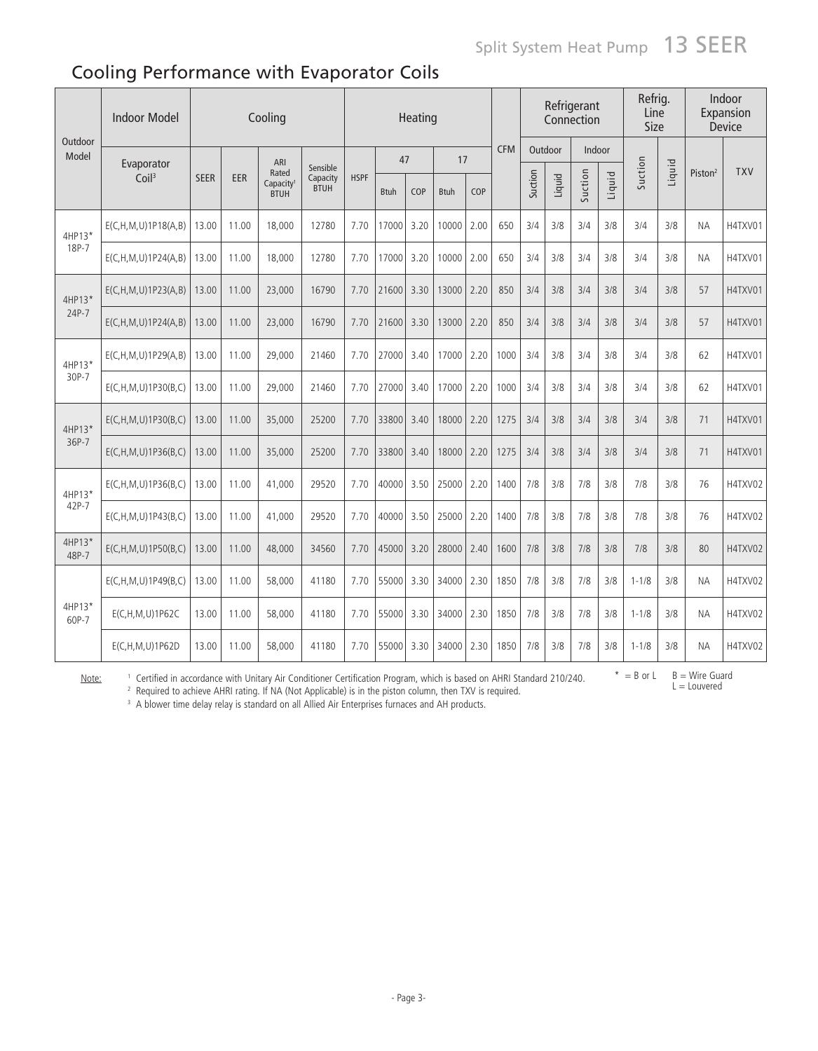## Cooling Performance with Evaporator Coils

| Outdoor Model | Indoor Model | Cooling | | | | Heating | | | | | CFM | Refrigerant Connection | | | | Refrig. Line Size | | Indoor Expansion Device | |
|---|---|---|---|---|---|---|---|---|---|---|---|---|---|---|---|---|---|---|---|
| | Evaporator Coil[3] | SEER | EER | ARI Rated Capacity[1] BTUH | Sensible Capacity BTUH | HSPF | 47 | | 17 | | | Outdoor | | Indoor | | Suction | Liquid | Piston[2] | TXV |
| | | | | | | | Btuh | COP | Btuh | COP | | Suction | Liquid | Suction | Liquid | | | | |
| 4HP13* 18P-7 | E(C,H,M,U)1P18(A,B) | 13.00 | 11.00 | 18,000 | 12780 | 7.70 | 17000 | 3.20 | 10000 | 2.00 | 650 | 3/4 | 3/8 | 3/4 | 3/8 | 3/4 | 3/8 | NA | H4TXV01 |
| | E(C,H,M,U)1P24(A,B) | 13.00 | 11.00 | 18,000 | 12780 | 7.70 | 17000 | 3.20 | 10000 | 2.00 | 650 | 3/4 | 3/8 | 3/4 | 3/8 | 3/4 | 3/8 | NA | H4TXV01 |
| 4HP13* 24P-7 | E(C,H,M,U)1P23(A,B) | 13.00 | 11.00 | 23,000 | 16790 | 7.70 | 21600 | 3.30 | 13000 | 2.20 | 850 | 3/4 | 3/8 | 3/4 | 3/8 | 3/4 | 3/8 | 57 | H4TXV01 |
| | E(C,H,M,U)1P24(A,B) | 13.00 | 11.00 | 23,000 | 16790 | 7.70 | 21600 | 3.30 | 13000 | 2.20 | 850 | 3/4 | 3/8 | 3/4 | 3/8 | 3/4 | 3/8 | 57 | H4TXV01 |
| 4HP13* 30P-7 | E(C,H,M,U)1P29(A,B) | 13.00 | 11.00 | 29,000 | 21460 | 7.70 | 27000 | 3.40 | 17000 | 2.20 | 1000 | 3/4 | 3/8 | 3/4 | 3/8 | 3/4 | 3/8 | 62 | H4TXV01 |
| | E(C,H,M,U)1P30(B,C) | 13.00 | 11.00 | 29,000 | 21460 | 7.70 | 27000 | 3.40 | 17000 | 2.20 | 1000 | 3/4 | 3/8 | 3/4 | 3/8 | 3/4 | 3/8 | 62 | H4TXV01 |
| 4HP13* 36P-7 | E(C,H,M,U)1P30(B,C) | 13.00 | 11.00 | 35,000 | 25200 | 7.70 | 33800 | 3.40 | 18000 | 2.20 | 1275 | 3/4 | 3/8 | 3/4 | 3/8 | 3/4 | 3/8 | 71 | H4TXV01 |
| | E(C,H,M,U)1P36(B,C) | 13.00 | 11.00 | 35,000 | 25200 | 7.70 | 33800 | 3.40 | 18000 | 2.20 | 1275 | 3/4 | 3/8 | 3/4 | 3/8 | 3/4 | 3/8 | 71 | H4TXV01 |
| 4HP13* 42P-7 | E(C,H,M,U)1P36(B,C) | 13.00 | 11.00 | 41,000 | 29520 | 7.70 | 40000 | 3.50 | 25000 | 2.20 | 1400 | 7/8 | 3/8 | 7/8 | 3/8 | 7/8 | 3/8 | 76 | H4TXV02 |
| | E(C,H,M,U)1P43(B,C) | 13.00 | 11.00 | 41,000 | 29520 | 7.70 | 40000 | 3.50 | 25000 | 2.20 | 1400 | 7/8 | 3/8 | 7/8 | 3/8 | 7/8 | 3/8 | 76 | H4TXV02 |
| 4HP13* 48P-7 | E(C,H,M,U)1P50(B,C) | 13.00 | 11.00 | 48,000 | 34560 | 7.70 | 45000 | 3.20 | 28000 | 2.40 | 1600 | 7/8 | 3/8 | 7/8 | 3/8 | 7/8 | 3/8 | 80 | H4TXV02 |
| 4HP13* 60P-7 | E(C,H,M,U)1P49(B,C) | 13.00 | 11.00 | 58,000 | 41180 | 7.70 | 55000 | 3.30 | 34000 | 2.30 | 1850 | 7/8 | 3/8 | 7/8 | 3/8 | 1-1/8 | 3/8 | NA | H4TXV02 |
| | E(C,H,M,U)1P62C | 13.00 | 11.00 | 58,000 | 41180 | 7.70 | 55000 | 3.30 | 34000 | 2.30 | 1850 | 7/8 | 3/8 | 7/8 | 3/8 | 1-1/8 | 3/8 | NA | H4TXV02 |
| | E(C,H,M,U)1P62D | 13.00 | 11.00 | 58,000 | 41180 | 7.70 | 55000 | 3.30 | 34000 | 2.30 | 1850 | 7/8 | 3/8 | 7/8 | 3/8 | 1-1/8 | 3/8 | NA | H4TXV02 |

Note:
[1] Certified in accordance with Unitary Air Conditioner Certification Program, which is based on AHRI Standard 210/240.
[2] Required to achieve AHRI rating. If NA (Not Applicable) is in the piston column, then TXV is required.
[3] A blower time delay relay is standard on all Allied Air Enterprises furnaces and AH products.

* = B or L   B = Wire Guard
L = Louvered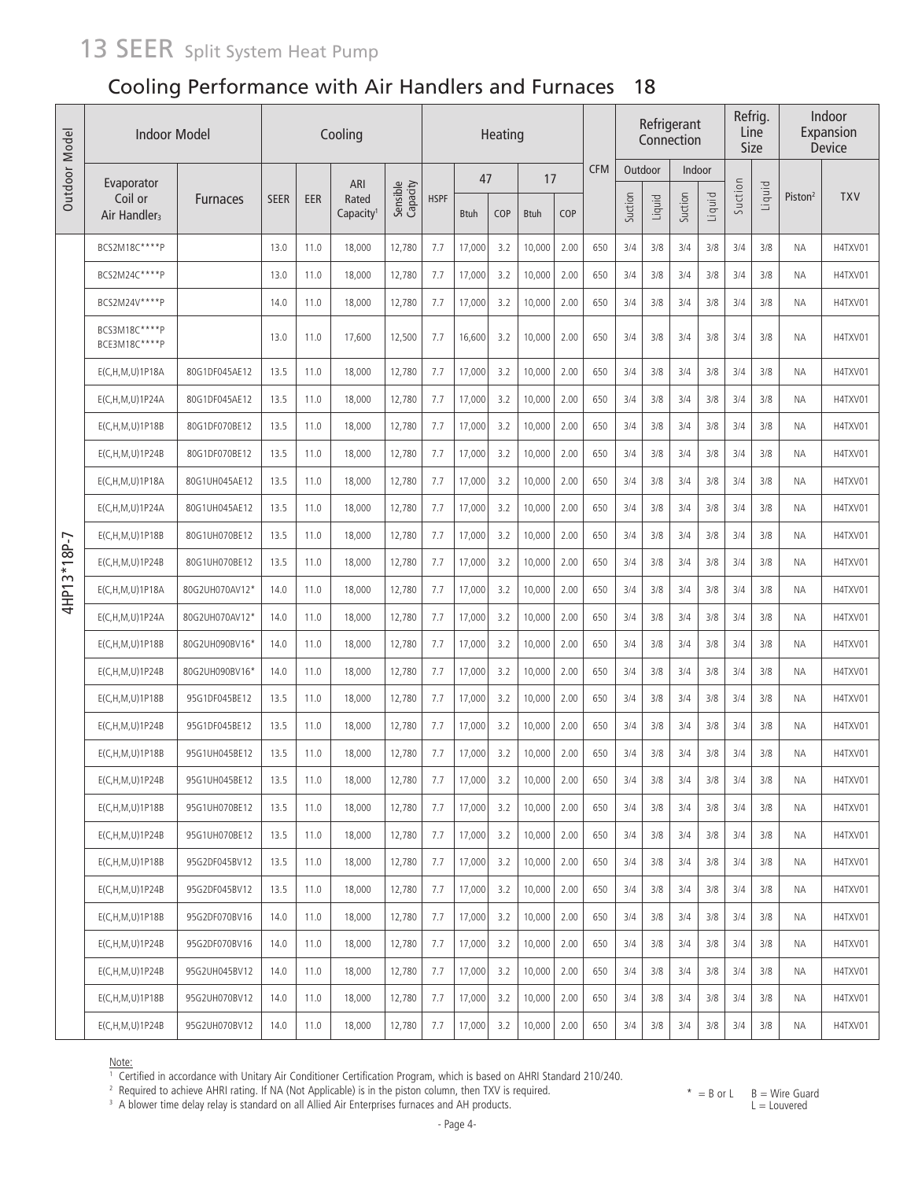# 13 SEER Split System Heat Pump

## Cooling Performance with Air Handlers and Furnaces 18

| Outdoor Model | Indoor Model | | Cooling | | | | Heating | | | | | CFM | Refrigerant Connection | | | | Refrig. Line Size | | Indoor Expansion Device | |
|---|---|---|---|---|---|---|---|---|---|---|---|---|---|---|---|---|---|---|---|---|
| | Evaporator Coil or Air Handler[3] | Furnaces | SEER | EER | ARI Rated Capacity[1] | Sensible Capacity | HSPF | 47 | | 17 | | | Outdoor | | Indoor | | Suction | Liquid | Piston[2] | TXV |
| | | | | | | | | Btuh | COP | Btuh | COP | | Suction | Liquid | Suction | Liquid | | | | |
| 4HP13*18P-7 | BCS2M18C****P | | 13.0 | 11.0 | 18,000 | 12,780 | 7.7 | 17,000 | 3.2 | 10,000 | 2.00 | 650 | 3/4 | 3/8 | 3/4 | 3/8 | 3/4 | 3/8 | NA | H4TXV01 |
| | BCS2M24C****P | | 13.0 | 11.0 | 18,000 | 12,780 | 7.7 | 17,000 | 3.2 | 10,000 | 2.00 | 650 | 3/4 | 3/8 | 3/4 | 3/8 | 3/4 | 3/8 | NA | H4TXV01 |
| | BCS2M24V****P | | 14.0 | 11.0 | 18,000 | 12,780 | 7.7 | 17,000 | 3.2 | 10,000 | 2.00 | 650 | 3/4 | 3/8 | 3/4 | 3/8 | 3/4 | 3/8 | NA | H4TXV01 |
| | BCS3M18C****P BCE3M18C****P | | 13.0 | 11.0 | 17,600 | 12,500 | 7.7 | 16,600 | 3.2 | 10,000 | 2.00 | 650 | 3/4 | 3/8 | 3/4 | 3/8 | 3/4 | 3/8 | NA | H4TXV01 |
| | E(C,H,M,U)1P18A | 80G1DF045AE12 | 13.5 | 11.0 | 18,000 | 12,780 | 7.7 | 17,000 | 3.2 | 10,000 | 2.00 | 650 | 3/4 | 3/8 | 3/4 | 3/8 | 3/4 | 3/8 | NA | H4TXV01 |
| | E(C,H,M,U)1P24A | 80G1DF045AE12 | 13.5 | 11.0 | 18,000 | 12,780 | 7.7 | 17,000 | 3.2 | 10,000 | 2.00 | 650 | 3/4 | 3/8 | 3/4 | 3/8 | 3/4 | 3/8 | NA | H4TXV01 |
| | E(C,H,M,U)1P18B | 80G1DF070BE12 | 13.5 | 11.0 | 18,000 | 12,780 | 7.7 | 17,000 | 3.2 | 10,000 | 2.00 | 650 | 3/4 | 3/8 | 3/4 | 3/8 | 3/4 | 3/8 | NA | H4TXV01 |
| | E(C,H,M,U)1P24B | 80G1DF070BE12 | 13.5 | 11.0 | 18,000 | 12,780 | 7.7 | 17,000 | 3.2 | 10,000 | 2.00 | 650 | 3/4 | 3/8 | 3/4 | 3/8 | 3/4 | 3/8 | NA | H4TXV01 |
| | E(C,H,M,U)1P18A | 80G1UH045AE12 | 13.5 | 11.0 | 18,000 | 12,780 | 7.7 | 17,000 | 3.2 | 10,000 | 2.00 | 650 | 3/4 | 3/8 | 3/4 | 3/8 | 3/4 | 3/8 | NA | H4TXV01 |
| | E(C,H,M,U)1P24A | 80G1UH045AE12 | 13.5 | 11.0 | 18,000 | 12,780 | 7.7 | 17,000 | 3.2 | 10,000 | 2.00 | 650 | 3/4 | 3/8 | 3/4 | 3/8 | 3/4 | 3/8 | NA | H4TXV01 |
| | E(C,H,M,U)1P18B | 80G1UH070BE12 | 13.5 | 11.0 | 18,000 | 12,780 | 7.7 | 17,000 | 3.2 | 10,000 | 2.00 | 650 | 3/4 | 3/8 | 3/4 | 3/8 | 3/4 | 3/8 | NA | H4TXV01 |
| | E(C,H,M,U)1P24B | 80G1UH070BE12 | 13.5 | 11.0 | 18,000 | 12,780 | 7.7 | 17,000 | 3.2 | 10,000 | 2.00 | 650 | 3/4 | 3/8 | 3/4 | 3/8 | 3/4 | 3/8 | NA | H4TXV01 |
| | E(C,H,M,U)1P18A | 80G2UH070AV12* | 14.0 | 11.0 | 18,000 | 12,780 | 7.7 | 17,000 | 3.2 | 10,000 | 2.00 | 650 | 3/4 | 3/8 | 3/4 | 3/8 | 3/4 | 3/8 | NA | H4TXV01 |
| | E(C,H,M,U)1P24A | 80G2UH070AV12* | 14.0 | 11.0 | 18,000 | 12,780 | 7.7 | 17,000 | 3.2 | 10,000 | 2.00 | 650 | 3/4 | 3/8 | 3/4 | 3/8 | 3/4 | 3/8 | NA | H4TXV01 |
| | E(C,H,M,U)1P18B | 80G2UH090BV16* | 14.0 | 11.0 | 18,000 | 12,780 | 7.7 | 17,000 | 3.2 | 10,000 | 2.00 | 650 | 3/4 | 3/8 | 3/4 | 3/8 | 3/4 | 3/8 | NA | H4TXV01 |
| | E(C,H,M,U)1P24B | 80G2UH090BV16* | 14.0 | 11.0 | 18,000 | 12,780 | 7.7 | 17,000 | 3.2 | 10,000 | 2.00 | 650 | 3/4 | 3/8 | 3/4 | 3/8 | 3/4 | 3/8 | NA | H4TXV01 |
| | E(C,H,M,U)1P18B | 95G1DF045BE12 | 13.5 | 11.0 | 18,000 | 12,780 | 7.7 | 17,000 | 3.2 | 10,000 | 2.00 | 650 | 3/4 | 3/8 | 3/4 | 3/8 | 3/4 | 3/8 | NA | H4TXV01 |
| | E(C,H,M,U)1P24B | 95G1DF045BE12 | 13.5 | 11.0 | 18,000 | 12,780 | 7.7 | 17,000 | 3.2 | 10,000 | 2.00 | 650 | 3/4 | 3/8 | 3/4 | 3/8 | 3/4 | 3/8 | NA | H4TXV01 |
| | E(C,H,M,U)1P18B | 95G1UH045BE12 | 13.5 | 11.0 | 18,000 | 12,780 | 7.7 | 17,000 | 3.2 | 10,000 | 2.00 | 650 | 3/4 | 3/8 | 3/4 | 3/8 | 3/4 | 3/8 | NA | H4TXV01 |
| | E(C,H,M,U)1P24B | 95G1UH045BE12 | 13.5 | 11.0 | 18,000 | 12,780 | 7.7 | 17,000 | 3.2 | 10,000 | 2.00 | 650 | 3/4 | 3/8 | 3/4 | 3/8 | 3/4 | 3/8 | NA | H4TXV01 |
| | E(C,H,M,U)1P18B | 95G1UH070BE12 | 13.5 | 11.0 | 18,000 | 12,780 | 7.7 | 17,000 | 3.2 | 10,000 | 2.00 | 650 | 3/4 | 3/8 | 3/4 | 3/8 | 3/4 | 3/8 | NA | H4TXV01 |
| | E(C,H,M,U)1P24B | 95G1UH070BE12 | 13.5 | 11.0 | 18,000 | 12,780 | 7.7 | 17,000 | 3.2 | 10,000 | 2.00 | 650 | 3/4 | 3/8 | 3/4 | 3/8 | 3/4 | 3/8 | NA | H4TXV01 |
| | E(C,H,M,U)1P18B | 95G2DF045BV12 | 13.5 | 11.0 | 18,000 | 12,780 | 7.7 | 17,000 | 3.2 | 10,000 | 2.00 | 650 | 3/4 | 3/8 | 3/4 | 3/8 | 3/4 | 3/8 | NA | H4TXV01 |
| | E(C,H,M,U)1P24B | 95G2DF045BV12 | 13.5 | 11.0 | 18,000 | 12,780 | 7.7 | 17,000 | 3.2 | 10,000 | 2.00 | 650 | 3/4 | 3/8 | 3/4 | 3/8 | 3/4 | 3/8 | NA | H4TXV01 |
| | E(C,H,M,U)1P18B | 95G2DF070BV16 | 14.0 | 11.0 | 18,000 | 12,780 | 7.7 | 17,000 | 3.2 | 10,000 | 2.00 | 650 | 3/4 | 3/8 | 3/4 | 3/8 | 3/4 | 3/8 | NA | H4TXV01 |
| | E(C,H,M,U)1P24B | 95G2DF070BV16 | 14.0 | 11.0 | 18,000 | 12,780 | 7.7 | 17,000 | 3.2 | 10,000 | 2.00 | 650 | 3/4 | 3/8 | 3/4 | 3/8 | 3/4 | 3/8 | NA | H4TXV01 |
| | E(C,H,M,U)1P24B | 95G2UH045BV12 | 14.0 | 11.0 | 18,000 | 12,780 | 7.7 | 17,000 | 3.2 | 10,000 | 2.00 | 650 | 3/4 | 3/8 | 3/4 | 3/8 | 3/4 | 3/8 | NA | H4TXV01 |
| | E(C,H,M,U)1P18B | 95G2UH070BV12 | 14.0 | 11.0 | 18,000 | 12,780 | 7.7 | 17,000 | 3.2 | 10,000 | 2.00 | 650 | 3/4 | 3/8 | 3/4 | 3/8 | 3/4 | 3/8 | NA | H4TXV01 |
| | E(C,H,M,U)1P24B | 95G2UH070BV12 | 14.0 | 11.0 | 18,000 | 12,780 | 7.7 | 17,000 | 3.2 | 10,000 | 2.00 | 650 | 3/4 | 3/8 | 3/4 | 3/8 | 3/4 | 3/8 | NA | H4TXV01 |

Note:

[1] Certified in accordance with Unitary Air Conditioner Certification Program, which is based on AHRI Standard 210/240.

[2] Required to achieve AHRI rating. If NA (Not Applicable) is in the piston column, then TXV is required.

[3] A blower time delay relay is standard on all Allied Air Enterprises furnaces and AH products.

\* = B or L B = Wire Guard L = Louvered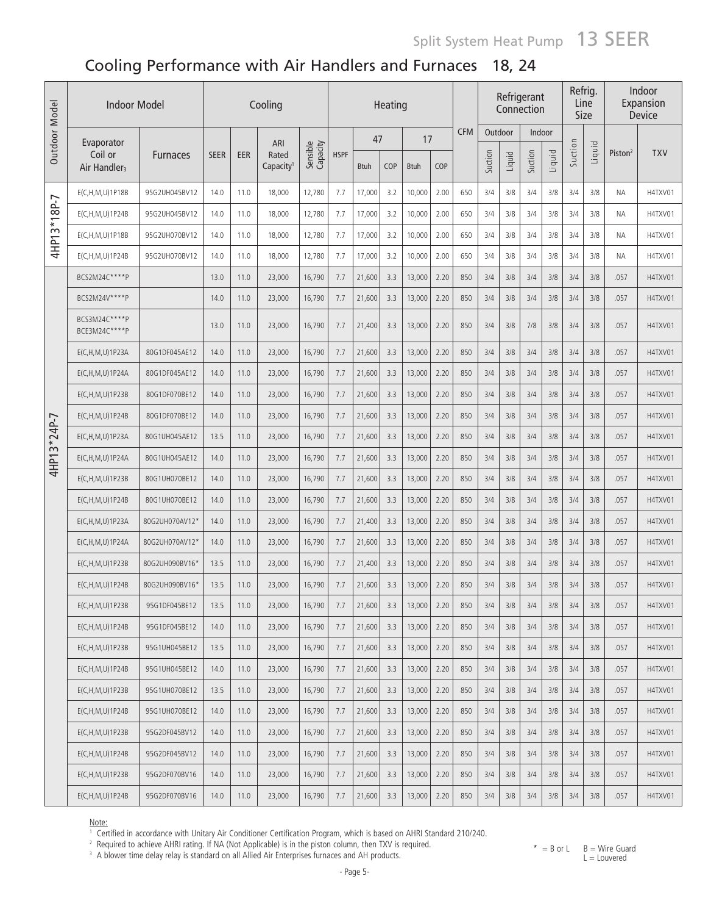# Split System Heat Pump 13 SEER

## Cooling Performance with Air Handlers and Furnaces 18, 24

| Outdoor Model | Indoor Model | | Cooling | | | | Heating | | | | | CFM | Refrigerant Connection | | | | Refrig. Line Size | | Indoor Expansion Device | |
|---|---|---|---|---|---|---|---|---|---|---|---|---|---|---|---|---|---|---|---|---|
| | Evaporator Coil or Air Handler[3] | Furnaces | SEER | EER | ARI Rated Capacity[1] | Sensible Capacity | HSPF | 47 | | 17 | | | Outdoor | | Indoor | | Suction | Liquid | Piston[2] | TXV |
| | | | | | | | | Btuh | COP | Btuh | COP | | Suction | Liquid | Suction | Liquid | | | | |
| 4HP13*18P-7 | E(C,H,M,U)1P18B | 95G2UH045BV12 | 14.0 | 11.0 | 18,000 | 12,780 | 7.7 | 17,000 | 3.2 | 10,000 | 2.00 | 650 | 3/4 | 3/8 | 3/4 | 3/8 | 3/4 | 3/8 | NA | H4TXV01 |
| | E(C,H,M,U)1P24B | 95G2UH045BV12 | 14.0 | 11.0 | 18,000 | 12,780 | 7.7 | 17,000 | 3.2 | 10,000 | 2.00 | 650 | 3/4 | 3/8 | 3/4 | 3/8 | 3/4 | 3/8 | NA | H4TXV01 |
| | E(C,H,M,U)1P18B | 95G2UH070BV12 | 14.0 | 11.0 | 18,000 | 12,780 | 7.7 | 17,000 | 3.2 | 10,000 | 2.00 | 650 | 3/4 | 3/8 | 3/4 | 3/8 | 3/4 | 3/8 | NA | H4TXV01 |
| | E(C,H,M,U)1P24B | 95G2UH070BV12 | 14.0 | 11.0 | 18,000 | 12,780 | 7.7 | 17,000 | 3.2 | 10,000 | 2.00 | 650 | 3/4 | 3/8 | 3/4 | 3/8 | 3/4 | 3/8 | NA | H4TXV01 |
| 4HP13*24P-7 | BCS2M24C****P | | 13.0 | 11.0 | 23,000 | 16,790 | 7.7 | 21,600 | 3.3 | 13,000 | 2.20 | 850 | 3/4 | 3/8 | 3/4 | 3/8 | 3/4 | 3/8 | .057 | H4TXV01 |
| | BCS2M24V****P | | 14.0 | 11.0 | 23,000 | 16,790 | 7.7 | 21,600 | 3.3 | 13,000 | 2.20 | 850 | 3/4 | 3/8 | 3/4 | 3/8 | 3/4 | 3/8 | .057 | H4TXV01 |
| | BCS3M24C****P BCE3M24C****P | | 13.0 | 11.0 | 23,000 | 16,790 | 7.7 | 21,400 | 3.3 | 13,000 | 2.20 | 850 | 3/4 | 3/8 | 7/8 | 3/8 | 3/4 | 3/8 | .057 | H4TXV01 |
| | E(C,H,M,U)1P23A | 80G1DF045AE12 | 14.0 | 11.0 | 23,000 | 16,790 | 7.7 | 21,600 | 3.3 | 13,000 | 2.20 | 850 | 3/4 | 3/8 | 3/4 | 3/8 | 3/4 | 3/8 | .057 | H4TXV01 |
| | E(C,H,M,U)1P24A | 80G1DF045AE12 | 14.0 | 11.0 | 23,000 | 16,790 | 7.7 | 21,600 | 3.3 | 13,000 | 2.20 | 850 | 3/4 | 3/8 | 3/4 | 3/8 | 3/4 | 3/8 | .057 | H4TXV01 |
| | E(C,H,M,U)1P23B | 80G1DF070BE12 | 14.0 | 11.0 | 23,000 | 16,790 | 7.7 | 21,600 | 3.3 | 13,000 | 2.20 | 850 | 3/4 | 3/8 | 3/4 | 3/8 | 3/4 | 3/8 | .057 | H4TXV01 |
| | E(C,H,M,U)1P24B | 80G1DF070BE12 | 14.0 | 11.0 | 23,000 | 16,790 | 7.7 | 21,600 | 3.3 | 13,000 | 2.20 | 850 | 3/4 | 3/8 | 3/4 | 3/8 | 3/4 | 3/8 | .057 | H4TXV01 |
| | E(C,H,M,U)1P23A | 80G1UH045AE12 | 13.5 | 11.0 | 23,000 | 16,790 | 7.7 | 21,600 | 3.3 | 13,000 | 2.20 | 850 | 3/4 | 3/8 | 3/4 | 3/8 | 3/4 | 3/8 | .057 | H4TXV01 |
| | E(C,H,M,U)1P24A | 80G1UH045AE12 | 14.0 | 11.0 | 23,000 | 16,790 | 7.7 | 21,600 | 3.3 | 13,000 | 2.20 | 850 | 3/4 | 3/8 | 3/4 | 3/8 | 3/4 | 3/8 | .057 | H4TXV01 |
| | E(C,H,M,U)1P23B | 80G1UH070BE12 | 14.0 | 11.0 | 23,000 | 16,790 | 7.7 | 21,600 | 3.3 | 13,000 | 2.20 | 850 | 3/4 | 3/8 | 3/4 | 3/8 | 3/4 | 3/8 | .057 | H4TXV01 |
| | E(C,H,M,U)1P24B | 80G1UH070BE12 | 14.0 | 11.0 | 23,000 | 16,790 | 7.7 | 21,600 | 3.3 | 13,000 | 2.20 | 850 | 3/4 | 3/8 | 3/4 | 3/8 | 3/4 | 3/8 | .057 | H4TXV01 |
| | E(C,H,M,U)1P23A | 80G2UH070AV12* | 14.0 | 11.0 | 23,000 | 16,790 | 7.7 | 21,400 | 3.3 | 13,000 | 2.20 | 850 | 3/4 | 3/8 | 3/4 | 3/8 | 3/4 | 3/8 | .057 | H4TXV01 |
| | E(C,H,M,U)1P24A | 80G2UH070AV12* | 14.0 | 11.0 | 23,000 | 16,790 | 7.7 | 21,600 | 3.3 | 13,000 | 2.20 | 850 | 3/4 | 3/8 | 3/4 | 3/8 | 3/4 | 3/8 | .057 | H4TXV01 |
| | E(C,H,M,U)1P23B | 80G2UH090BV16* | 13.5 | 11.0 | 23,000 | 16,790 | 7.7 | 21,400 | 3.3 | 13,000 | 2.20 | 850 | 3/4 | 3/8 | 3/4 | 3/8 | 3/4 | 3/8 | .057 | H4TXV01 |
| | E(C,H,M,U)1P24B | 80G2UH090BV16* | 13.5 | 11.0 | 23,000 | 16,790 | 7.7 | 21,600 | 3.3 | 13,000 | 2.20 | 850 | 3/4 | 3/8 | 3/4 | 3/8 | 3/4 | 3/8 | .057 | H4TXV01 |
| | E(C,H,M,U)1P23B | 95G1DF045BE12 | 13.5 | 11.0 | 23,000 | 16,790 | 7.7 | 21,600 | 3.3 | 13,000 | 2.20 | 850 | 3/4 | 3/8 | 3/4 | 3/8 | 3/4 | 3/8 | .057 | H4TXV01 |
| | E(C,H,M,U)1P24B | 95G1DF045BE12 | 14.0 | 11.0 | 23,000 | 16,790 | 7.7 | 21,600 | 3.3 | 13,000 | 2.20 | 850 | 3/4 | 3/8 | 3/4 | 3/8 | 3/4 | 3/8 | .057 | H4TXV01 |
| | E(C,H,M,U)1P23B | 95G1UH045BE12 | 13.5 | 11.0 | 23,000 | 16,790 | 7.7 | 21,600 | 3.3 | 13,000 | 2.20 | 850 | 3/4 | 3/8 | 3/4 | 3/8 | 3/4 | 3/8 | .057 | H4TXV01 |
| | E(C,H,M,U)1P24B | 95G1UH045BE12 | 14.0 | 11.0 | 23,000 | 16,790 | 7.7 | 21,600 | 3.3 | 13,000 | 2.20 | 850 | 3/4 | 3/8 | 3/4 | 3/8 | 3/4 | 3/8 | .057 | H4TXV01 |
| | E(C,H,M,U)1P23B | 95G1UH070BE12 | 13.5 | 11.0 | 23,000 | 16,790 | 7.7 | 21,600 | 3.3 | 13,000 | 2.20 | 850 | 3/4 | 3/8 | 3/4 | 3/8 | 3/4 | 3/8 | .057 | H4TXV01 |
| | E(C,H,M,U)1P24B | 95G1UH070BE12 | 14.0 | 11.0 | 23,000 | 16,790 | 7.7 | 21,600 | 3.3 | 13,000 | 2.20 | 850 | 3/4 | 3/8 | 3/4 | 3/8 | 3/4 | 3/8 | .057 | H4TXV01 |
| | E(C,H,M,U)1P23B | 95G2DF045BV12 | 14.0 | 11.0 | 23,000 | 16,790 | 7.7 | 21,600 | 3.3 | 13,000 | 2.20 | 850 | 3/4 | 3/8 | 3/4 | 3/8 | 3/4 | 3/8 | .057 | H4TXV01 |
| | E(C,H,M,U)1P24B | 95G2DF045BV12 | 14.0 | 11.0 | 23,000 | 16,790 | 7.7 | 21,600 | 3.3 | 13,000 | 2.20 | 850 | 3/4 | 3/8 | 3/4 | 3/8 | 3/4 | 3/8 | .057 | H4TXV01 |
| | E(C,H,M,U)1P23B | 95G2DF070BV16 | 14.0 | 11.0 | 23,000 | 16,790 | 7.7 | 21,600 | 3.3 | 13,000 | 2.20 | 850 | 3/4 | 3/8 | 3/4 | 3/8 | 3/4 | 3/8 | .057 | H4TXV01 |
| | E(C,H,M,U)1P24B | 95G2DF070BV16 | 14.0 | 11.0 | 23,000 | 16,790 | 7.7 | 21,600 | 3.3 | 13,000 | 2.20 | 850 | 3/4 | 3/8 | 3/4 | 3/8 | 3/4 | 3/8 | .057 | H4TXV01 |

Note:

[1] Certified in accordance with Unitary Air Conditioner Certification Program, which is based on AHRI Standard 210/240.

[2] Required to achieve AHRI rating. If NA (Not Applicable) is in the piston column, then TXV is required.

[3] A blower time delay relay is standard on all Allied Air Enterprises furnaces and AH products.

* = B or L B = Wire Guard
L = Louvered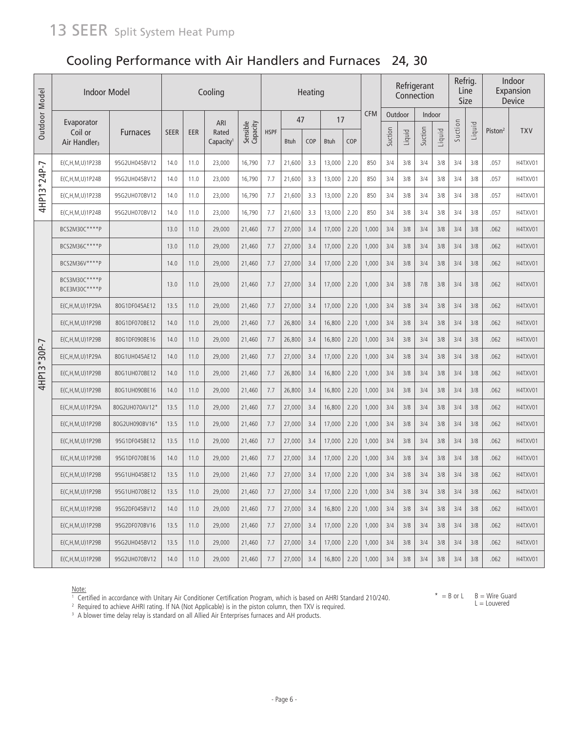# 13 SEER Split System Heat Pump

## Cooling Performance with Air Handlers and Furnaces 24, 30

| Outdoor Model | Indoor Model | | Cooling | | | | Heating | | | | | CFM | Refrigerant Connection | | | | Refrig. Line Size | | Indoor Expansion Device | |
|---|---|---|---|---|---|---|---|---|---|---|---|---|---|---|---|---|---|---|---|---|
| | Evaporator Coil or Air Handler[3] | Furnaces | SEER | EER | ARI Rated Capacity[1] | Sensible Capacity | HSPF | 47 | | 17 | | | Outdoor | | Indoor | | Suction | Liquid | Piston[2] | TXV |
| | | | | | | | | Btuh | COP | Btuh | COP | | Suction | Liquid | Suction | Liquid | | | | |
| 4HP13*24P-7 | E(C,H,M,U)1P23B | 95G2UH045BV12 | 14.0 | 11.0 | 23,000 | 16,790 | 7.7 | 21,600 | 3.3 | 13,000 | 2.20 | 850 | 3/4 | 3/8 | 3/4 | 3/8 | 3/4 | 3/8 | .057 | H4TXV01 |
| | E(C,H,M,U)1P24B | 95G2UH045BV12 | 14.0 | 11.0 | 23,000 | 16,790 | 7.7 | 21,600 | 3.3 | 13,000 | 2.20 | 850 | 3/4 | 3/8 | 3/4 | 3/8 | 3/4 | 3/8 | .057 | H4TXV01 |
| | E(C,H,M,U)1P23B | 95G2UH070BV12 | 14.0 | 11.0 | 23,000 | 16,790 | 7.7 | 21,600 | 3.3 | 13,000 | 2.20 | 850 | 3/4 | 3/8 | 3/4 | 3/8 | 3/4 | 3/8 | .057 | H4TXV01 |
| | E(C,H,M,U)1P24B | 95G2UH070BV12 | 14.0 | 11.0 | 23,000 | 16,790 | 7.7 | 21,600 | 3.3 | 13,000 | 2.20 | 850 | 3/4 | 3/8 | 3/4 | 3/8 | 3/4 | 3/8 | .057 | H4TXV01 |
| 4HP13*30P-7 | BCS2M30C****P | | 13.0 | 11.0 | 29,000 | 21,460 | 7.7 | 27,000 | 3.4 | 17,000 | 2.20 | 1,000 | 3/4 | 3/8 | 3/4 | 3/8 | 3/4 | 3/8 | .062 | H4TXV01 |
| | BCS2M36C****P | | 13.0 | 11.0 | 29,000 | 21,460 | 7.7 | 27,000 | 3.4 | 17,000 | 2.20 | 1,000 | 3/4 | 3/8 | 3/4 | 3/8 | 3/4 | 3/8 | .062 | H4TXV01 |
| | BCS2M36V****P | | 14.0 | 11.0 | 29,000 | 21,460 | 7.7 | 27,000 | 3.4 | 17,000 | 2.20 | 1,000 | 3/4 | 3/8 | 3/4 | 3/8 | 3/4 | 3/8 | .062 | H4TXV01 |
| | BCS3M30C****P BCE3M30C****P | | 13.0 | 11.0 | 29,000 | 21,460 | 7.7 | 27,000 | 3.4 | 17,000 | 2.20 | 1,000 | 3/4 | 3/8 | 7/8 | 3/8 | 3/4 | 3/8 | .062 | H4TXV01 |
| | E(C,H,M,U)1P29A | 80G1DF045AE12 | 13.5 | 11.0 | 29,000 | 21,460 | 7.7 | 27,000 | 3.4 | 17,000 | 2.20 | 1,000 | 3/4 | 3/8 | 3/4 | 3/8 | 3/4 | 3/8 | .062 | H4TXV01 |
| | E(C,H,M,U)1P29B | 80G1DF070BE12 | 14.0 | 11.0 | 29,000 | 21,460 | 7.7 | 26,800 | 3.4 | 16,800 | 2.20 | 1,000 | 3/4 | 3/8 | 3/4 | 3/8 | 3/4 | 3/8 | .062 | H4TXV01 |
| | E(C,H,M,U)1P29B | 80G1DF090BE16 | 14.0 | 11.0 | 29,000 | 21,460 | 7.7 | 26,800 | 3.4 | 16,800 | 2.20 | 1,000 | 3/4 | 3/8 | 3/4 | 3/8 | 3/4 | 3/8 | .062 | H4TXV01 |
| | E(C,H,M,U)1P29A | 80G1UH045AE12 | 14.0 | 11.0 | 29,000 | 21,460 | 7.7 | 27,000 | 3.4 | 17,000 | 2.20 | 1,000 | 3/4 | 3/8 | 3/4 | 3/8 | 3/4 | 3/8 | .062 | H4TXV01 |
| | E(C,H,M,U)1P29B | 80G1UH070BE12 | 14.0 | 11.0 | 29,000 | 21,460 | 7.7 | 26,800 | 3.4 | 16,800 | 2.20 | 1,000 | 3/4 | 3/8 | 3/4 | 3/8 | 3/4 | 3/8 | .062 | H4TXV01 |
| | E(C,H,M,U)1P29B | 80G1UH090BE16 | 14.0 | 11.0 | 29,000 | 21,460 | 7.7 | 26,800 | 3.4 | 16,800 | 2.20 | 1,000 | 3/4 | 3/8 | 3/4 | 3/8 | 3/4 | 3/8 | .062 | H4TXV01 |
| | E(C,H,M,U)1P29A | 80G2UH070AV12* | 13.5 | 11.0 | 29,000 | 21,460 | 7.7 | 27,000 | 3.4 | 16,800 | 2.20 | 1,000 | 3/4 | 3/8 | 3/4 | 3/8 | 3/4 | 3/8 | .062 | H4TXV01 |
| | E(C,H,M,U)1P29B | 80G2UH090BV16* | 13.5 | 11.0 | 29,000 | 21,460 | 7.7 | 27,000 | 3.4 | 17,000 | 2.20 | 1,000 | 3/4 | 3/8 | 3/4 | 3/8 | 3/4 | 3/8 | .062 | H4TXV01 |
| | E(C,H,M,U)1P29B | 95G1DF045BE12 | 13.5 | 11.0 | 29,000 | 21,460 | 7.7 | 27,000 | 3.4 | 17,000 | 2.20 | 1,000 | 3/4 | 3/8 | 3/4 | 3/8 | 3/4 | 3/8 | .062 | H4TXV01 |
| | E(C,H,M,U)1P29B | 95G1DF070BE16 | 14.0 | 11.0 | 29,000 | 21,460 | 7.7 | 27,000 | 3.4 | 17,000 | 2.20 | 1,000 | 3/4 | 3/8 | 3/4 | 3/8 | 3/4 | 3/8 | .062 | H4TXV01 |
| | E(C,H,M,U)1P29B | 95G1UH045BE12 | 13.5 | 11.0 | 29,000 | 21,460 | 7.7 | 27,000 | 3.4 | 17,000 | 2.20 | 1,000 | 3/4 | 3/8 | 3/4 | 3/8 | 3/4 | 3/8 | .062 | H4TXV01 |
| | E(C,H,M,U)1P29B | 95G1UH070BE12 | 13.5 | 11.0 | 29,000 | 21,460 | 7.7 | 27,000 | 3.4 | 17,000 | 2.20 | 1,000 | 3/4 | 3/8 | 3/4 | 3/8 | 3/4 | 3/8 | .062 | H4TXV01 |
| | E(C,H,M,U)1P29B | 95G2DF045BV12 | 14.0 | 11.0 | 29,000 | 21,460 | 7.7 | 27,000 | 3.4 | 16,800 | 2.20 | 1,000 | 3/4 | 3/8 | 3/4 | 3/8 | 3/4 | 3/8 | .062 | H4TXV01 |
| | E(C,H,M,U)1P29B | 95G2DF070BV16 | 13.5 | 11.0 | 29,000 | 21,460 | 7.7 | 27,000 | 3.4 | 17,000 | 2.20 | 1,000 | 3/4 | 3/8 | 3/4 | 3/8 | 3/4 | 3/8 | .062 | H4TXV01 |
| | E(C,H,M,U)1P29B | 95G2UH045BV12 | 13.5 | 11.0 | 29,000 | 21,460 | 7.7 | 27,000 | 3.4 | 17,000 | 2.20 | 1,000 | 3/4 | 3/8 | 3/4 | 3/8 | 3/4 | 3/8 | .062 | H4TXV01 |
| | E(C,H,M,U)1P29B | 95G2UH070BV12 | 14.0 | 11.0 | 29,000 | 21,460 | 7.7 | 27,000 | 3.4 | 16,800 | 2.20 | 1,000 | 3/4 | 3/8 | 3/4 | 3/8 | 3/4 | 3/8 | .062 | H4TXV01 |

Note:

[1] Certified in accordance with Unitary Air Conditioner Certification Program, which is based on AHRI Standard 210/240.

[2] Required to achieve AHRI rating. If NA (Not Applicable) is in the piston column, then TXV is required.

[3] A blower time delay relay is standard on all Allied Air Enterprises furnaces and AH products.

* = B or L    B = Wire Guard
L = Louvered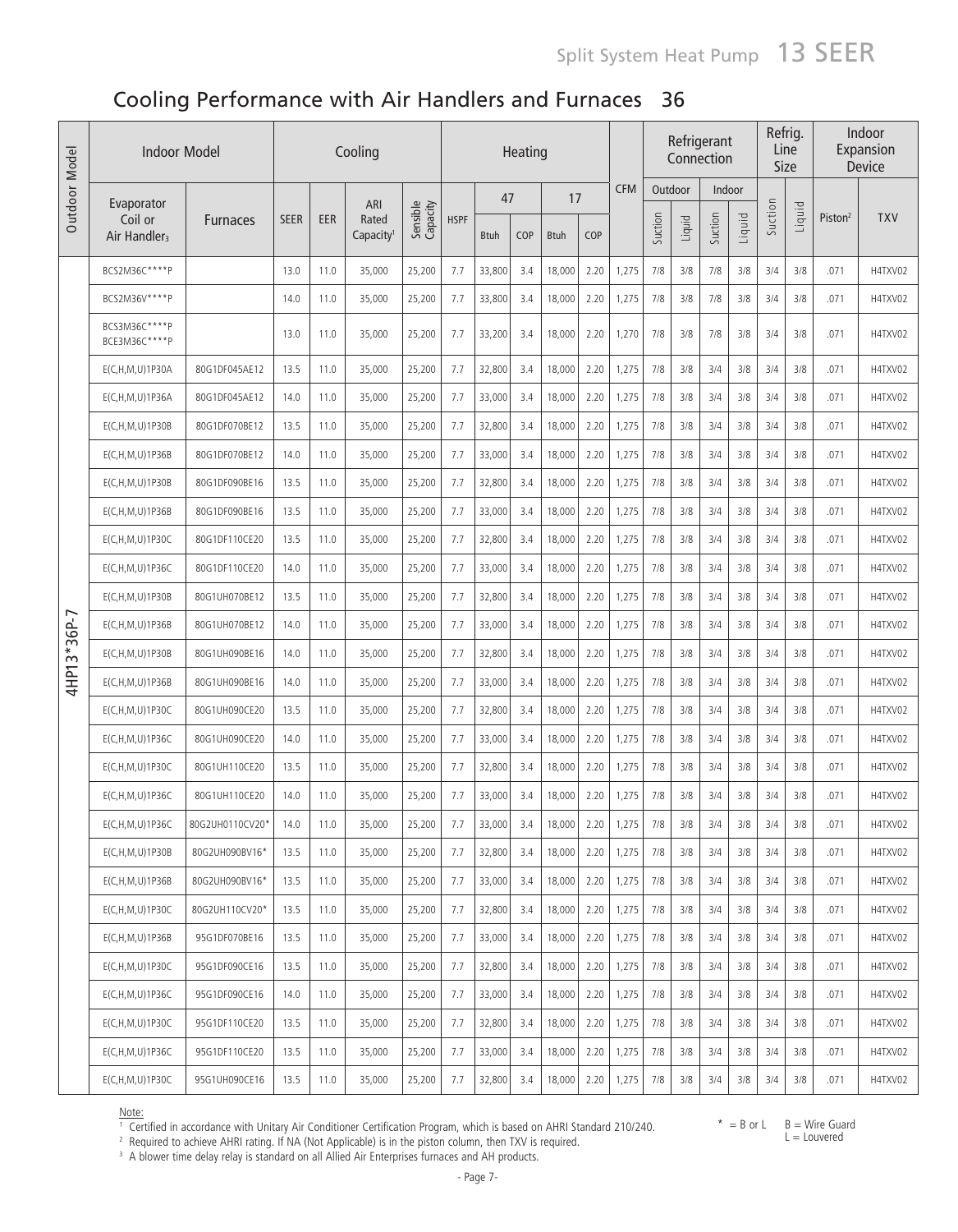## Cooling Performance with Air Handlers and Furnaces 36

| Outdoor Model | Indoor Model | | Cooling | | | | Heating | | | | | CFM | Refrigerant Connection | | | | Refrig. Line Size | | Indoor Expansion Device | |
|---|---|---|---|---|---|---|---|---|---|---|---|---|---|---|---|---|---|---|---|---|
| | Evaporator Coil or Air Handler[3] | Furnaces | SEER | EER | ARI Rated Capacity[1] | Sensible Capacity | HSPF | 47 | | 17 | | | Outdoor | | Indoor | | Suction | Liquid | Piston[2] | TXV |
| | | | | | | | | Btuh | COP | Btuh | COP | | Suction | Liquid | Suction | Liquid | | | | |
| 4HP13*36P-7 | BCS2M36C****P | | 13.0 | 11.0 | 35,000 | 25,200 | 7.7 | 33,800 | 3.4 | 18,000 | 2.20 | 1,275 | 7/8 | 3/8 | 7/8 | 3/8 | 3/4 | 3/8 | .071 | H4TXV02 |
| | BCS2M36V****P | | 14.0 | 11.0 | 35,000 | 25,200 | 7.7 | 33,800 | 3.4 | 18,000 | 2.20 | 1,275 | 7/8 | 3/8 | 7/8 | 3/8 | 3/4 | 3/8 | .071 | H4TXV02 |
| | BCS3M36C****P BCE3M36C****P | | 13.0 | 11.0 | 35,000 | 25,200 | 7.7 | 33,200 | 3.4 | 18,000 | 2.20 | 1,270 | 7/8 | 3/8 | 7/8 | 3/8 | 3/4 | 3/8 | .071 | H4TXV02 |
| | E(C,H,M,U)1P30A | 80G1DF045AE12 | 13.5 | 11.0 | 35,000 | 25,200 | 7.7 | 32,800 | 3.4 | 18,000 | 2.20 | 1,275 | 7/8 | 3/8 | 3/4 | 3/8 | 3/4 | 3/8 | .071 | H4TXV02 |
| | E(C,H,M,U)1P36A | 80G1DF045AE12 | 14.0 | 11.0 | 35,000 | 25,200 | 7.7 | 33,000 | 3.4 | 18,000 | 2.20 | 1,275 | 7/8 | 3/8 | 3/4 | 3/8 | 3/4 | 3/8 | .071 | H4TXV02 |
| | E(C,H,M,U)1P30B | 80G1DF070BE12 | 13.5 | 11.0 | 35,000 | 25,200 | 7.7 | 32,800 | 3.4 | 18,000 | 2.20 | 1,275 | 7/8 | 3/8 | 3/4 | 3/8 | 3/4 | 3/8 | .071 | H4TXV02 |
| | E(C,H,M,U)1P36B | 80G1DF070BE12 | 14.0 | 11.0 | 35,000 | 25,200 | 7.7 | 33,000 | 3.4 | 18,000 | 2.20 | 1,275 | 7/8 | 3/8 | 3/4 | 3/8 | 3/4 | 3/8 | .071 | H4TXV02 |
| | E(C,H,M,U)1P30B | 80G1DF090BE16 | 13.5 | 11.0 | 35,000 | 25,200 | 7.7 | 32,800 | 3.4 | 18,000 | 2.20 | 1,275 | 7/8 | 3/8 | 3/4 | 3/8 | 3/4 | 3/8 | .071 | H4TXV02 |
| | E(C,H,M,U)1P36B | 80G1DF090BE16 | 13.5 | 11.0 | 35,000 | 25,200 | 7.7 | 33,000 | 3.4 | 18,000 | 2.20 | 1,275 | 7/8 | 3/8 | 3/4 | 3/8 | 3/4 | 3/8 | .071 | H4TXV02 |
| | E(C,H,M,U)1P30C | 80G1DF110CE20 | 13.5 | 11.0 | 35,000 | 25,200 | 7.7 | 32,800 | 3.4 | 18,000 | 2.20 | 1,275 | 7/8 | 3/8 | 3/4 | 3/8 | 3/4 | 3/8 | .071 | H4TXV02 |
| | E(C,H,M,U)1P36C | 80G1DF110CE20 | 14.0 | 11.0 | 35,000 | 25,200 | 7.7 | 33,000 | 3.4 | 18,000 | 2.20 | 1,275 | 7/8 | 3/8 | 3/4 | 3/8 | 3/4 | 3/8 | .071 | H4TXV02 |
| | E(C,H,M,U)1P30B | 80G1UH070BE12 | 13.5 | 11.0 | 35,000 | 25,200 | 7.7 | 32,800 | 3.4 | 18,000 | 2.20 | 1,275 | 7/8 | 3/8 | 3/4 | 3/8 | 3/4 | 3/8 | .071 | H4TXV02 |
| | E(C,H,M,U)1P36B | 80G1UH070BE12 | 14.0 | 11.0 | 35,000 | 25,200 | 7.7 | 33,000 | 3.4 | 18,000 | 2.20 | 1,275 | 7/8 | 3/8 | 3/4 | 3/8 | 3/4 | 3/8 | .071 | H4TXV02 |
| | E(C,H,M,U)1P30B | 80G1UH090BE16 | 14.0 | 11.0 | 35,000 | 25,200 | 7.7 | 32,800 | 3.4 | 18,000 | 2.20 | 1,275 | 7/8 | 3/8 | 3/4 | 3/8 | 3/4 | 3/8 | .071 | H4TXV02 |
| | E(C,H,M,U)1P36B | 80G1UH090BE16 | 14.0 | 11.0 | 35,000 | 25,200 | 7.7 | 33,000 | 3.4 | 18,000 | 2.20 | 1,275 | 7/8 | 3/8 | 3/4 | 3/8 | 3/4 | 3/8 | .071 | H4TXV02 |
| | E(C,H,M,U)1P30C | 80G1UH090CE20 | 13.5 | 11.0 | 35,000 | 25,200 | 7.7 | 32,800 | 3.4 | 18,000 | 2.20 | 1,275 | 7/8 | 3/8 | 3/4 | 3/8 | 3/4 | 3/8 | .071 | H4TXV02 |
| | E(C,H,M,U)1P36C | 80G1UH090CE20 | 14.0 | 11.0 | 35,000 | 25,200 | 7.7 | 33,000 | 3.4 | 18,000 | 2.20 | 1,275 | 7/8 | 3/8 | 3/4 | 3/8 | 3/4 | 3/8 | .071 | H4TXV02 |
| | E(C,H,M,U)1P30C | 80G1UH110CE20 | 13.5 | 11.0 | 35,000 | 25,200 | 7.7 | 32,800 | 3.4 | 18,000 | 2.20 | 1,275 | 7/8 | 3/8 | 3/4 | 3/8 | 3/4 | 3/8 | .071 | H4TXV02 |
| | E(C,H,M,U)1P36C | 80G1UH110CE20 | 14.0 | 11.0 | 35,000 | 25,200 | 7.7 | 33,000 | 3.4 | 18,000 | 2.20 | 1,275 | 7/8 | 3/8 | 3/4 | 3/8 | 3/4 | 3/8 | .071 | H4TXV02 |
| | E(C,H,M,U)1P36C | 80G2UH0110CV20* | 14.0 | 11.0 | 35,000 | 25,200 | 7.7 | 33,000 | 3.4 | 18,000 | 2.20 | 1,275 | 7/8 | 3/8 | 3/4 | 3/8 | 3/4 | 3/8 | .071 | H4TXV02 |
| | E(C,H,M,U)1P30B | 80G2UH090BV16* | 13.5 | 11.0 | 35,000 | 25,200 | 7.7 | 32,800 | 3.4 | 18,000 | 2.20 | 1,275 | 7/8 | 3/8 | 3/4 | 3/8 | 3/4 | 3/8 | .071 | H4TXV02 |
| | E(C,H,M,U)1P36B | 80G2UH090BV16* | 13.5 | 11.0 | 35,000 | 25,200 | 7.7 | 33,000 | 3.4 | 18,000 | 2.20 | 1,275 | 7/8 | 3/8 | 3/4 | 3/8 | 3/4 | 3/8 | .071 | H4TXV02 |
| | E(C,H,M,U)1P30C | 80G2UH110CV20* | 13.5 | 11.0 | 35,000 | 25,200 | 7.7 | 32,800 | 3.4 | 18,000 | 2.20 | 1,275 | 7/8 | 3/8 | 3/4 | 3/8 | 3/4 | 3/8 | .071 | H4TXV02 |
| | E(C,H,M,U)1P36B | 95G1DF070BE16 | 13.5 | 11.0 | 35,000 | 25,200 | 7.7 | 33,000 | 3.4 | 18,000 | 2.20 | 1,275 | 7/8 | 3/8 | 3/4 | 3/8 | 3/4 | 3/8 | .071 | H4TXV02 |
| | E(C,H,M,U)1P30C | 95G1DF090CE16 | 13.5 | 11.0 | 35,000 | 25,200 | 7.7 | 32,800 | 3.4 | 18,000 | 2.20 | 1,275 | 7/8 | 3/8 | 3/4 | 3/8 | 3/4 | 3/8 | .071 | H4TXV02 |
| | E(C,H,M,U)1P36C | 95G1DF090CE16 | 14.0 | 11.0 | 35,000 | 25,200 | 7.7 | 33,000 | 3.4 | 18,000 | 2.20 | 1,275 | 7/8 | 3/8 | 3/4 | 3/8 | 3/4 | 3/8 | .071 | H4TXV02 |
| | E(C,H,M,U)1P30C | 95G1DF110CE20 | 13.5 | 11.0 | 35,000 | 25,200 | 7.7 | 32,800 | 3.4 | 18,000 | 2.20 | 1,275 | 7/8 | 3/8 | 3/4 | 3/8 | 3/4 | 3/8 | .071 | H4TXV02 |
| | E(C,H,M,U)1P36C | 95G1DF110CE20 | 13.5 | 11.0 | 35,000 | 25,200 | 7.7 | 33,000 | 3.4 | 18,000 | 2.20 | 1,275 | 7/8 | 3/8 | 3/4 | 3/8 | 3/4 | 3/8 | .071 | H4TXV02 |
| | E(C,H,M,U)1P30C | 95G1UH090CE16 | 13.5 | 11.0 | 35,000 | 25,200 | 7.7 | 32,800 | 3.4 | 18,000 | 2.20 | 1,275 | 7/8 | 3/8 | 3/4 | 3/8 | 3/4 | 3/8 | .071 | H4TXV02 |

Note:

[1] Certified in accordance with Unitary Air Conditioner Certification Program, which is based on AHRI Standard 210/240.

[2] Required to achieve AHRI rating. If NA (Not Applicable) is in the piston column, then TXV is required.

[3] A blower time delay relay is standard on all Allied Air Enterprises furnaces and AH products.

\* = B or L  B = Wire Guard
L = Louvered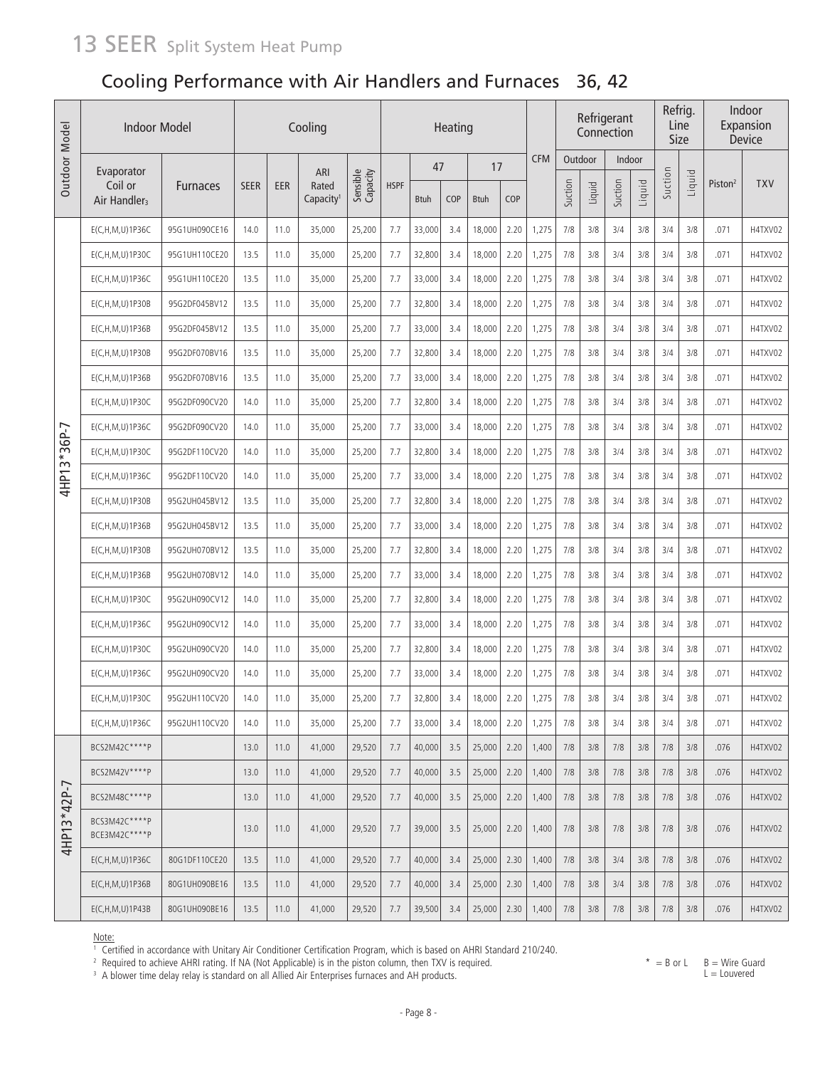# 13 SEER Split System Heat Pump

## Cooling Performance with Air Handlers and Furnaces 36, 42

| Outdoor Model | Indoor Model | | Cooling | | | | Heating | | | | | CFM | Refrigerant Connection | | | | Refrig. Line Size | | Indoor Expansion Device | |
|---|---|---|---|---|---|---|---|---|---|---|---|---|---|---|---|---|---|---|---|---|
| | Evaporator Coil or Air Handler[3] | Furnaces | SEER | EER | ARI Rated Capacity[1] | Sensible Capacity | HSPF | 47 | | 17 | | | Outdoor | | Indoor | | Suction | Liquid | Piston[2] | TXV |
| | | | | | | | | Btuh | COP | Btuh | COP | | Suction | Liquid | Suction | Liquid | | | | |
| 4HP13*36P-7 | E(C,H,M,U)1P36C | 95G1UH090CE16 | 14.0 | 11.0 | 35,000 | 25,200 | 7.7 | 33,000 | 3.4 | 18,000 | 2.20 | 1,275 | 7/8 | 3/8 | 3/4 | 3/8 | 3/4 | 3/8 | .071 | H4TXV02 |
| | E(C,H,M,U)1P30C | 95G1UH110CE20 | 13.5 | 11.0 | 35,000 | 25,200 | 7.7 | 32,800 | 3.4 | 18,000 | 2.20 | 1,275 | 7/8 | 3/8 | 3/4 | 3/8 | 3/4 | 3/8 | .071 | H4TXV02 |
| | E(C,H,M,U)1P36C | 95G1UH110CE20 | 13.5 | 11.0 | 35,000 | 25,200 | 7.7 | 33,000 | 3.4 | 18,000 | 2.20 | 1,275 | 7/8 | 3/8 | 3/4 | 3/8 | 3/4 | 3/8 | .071 | H4TXV02 |
| | E(C,H,M,U)1P30B | 95G2DF045BV12 | 13.5 | 11.0 | 35,000 | 25,200 | 7.7 | 32,800 | 3.4 | 18,000 | 2.20 | 1,275 | 7/8 | 3/8 | 3/4 | 3/8 | 3/4 | 3/8 | .071 | H4TXV02 |
| | E(C,H,M,U)1P36B | 95G2DF045BV12 | 13.5 | 11.0 | 35,000 | 25,200 | 7.7 | 33,000 | 3.4 | 18,000 | 2.20 | 1,275 | 7/8 | 3/8 | 3/4 | 3/8 | 3/4 | 3/8 | .071 | H4TXV02 |
| | E(C,H,M,U)1P30B | 95G2DF070BV16 | 13.5 | 11.0 | 35,000 | 25,200 | 7.7 | 32,800 | 3.4 | 18,000 | 2.20 | 1,275 | 7/8 | 3/8 | 3/4 | 3/8 | 3/4 | 3/8 | .071 | H4TXV02 |
| | E(C,H,M,U)1P36B | 95G2DF070BV16 | 13.5 | 11.0 | 35,000 | 25,200 | 7.7 | 33,000 | 3.4 | 18,000 | 2.20 | 1,275 | 7/8 | 3/8 | 3/4 | 3/8 | 3/4 | 3/8 | .071 | H4TXV02 |
| | E(C,H,M,U)1P30C | 95G2DF090CV20 | 14.0 | 11.0 | 35,000 | 25,200 | 7.7 | 32,800 | 3.4 | 18,000 | 2.20 | 1,275 | 7/8 | 3/8 | 3/4 | 3/8 | 3/4 | 3/8 | .071 | H4TXV02 |
| | E(C,H,M,U)1P36C | 95G2DF090CV20 | 14.0 | 11.0 | 35,000 | 25,200 | 7.7 | 33,000 | 3.4 | 18,000 | 2.20 | 1,275 | 7/8 | 3/8 | 3/4 | 3/8 | 3/4 | 3/8 | .071 | H4TXV02 |
| | E(C,H,M,U)1P30C | 95G2DF110CV20 | 14.0 | 11.0 | 35,000 | 25,200 | 7.7 | 32,800 | 3.4 | 18,000 | 2.20 | 1,275 | 7/8 | 3/8 | 3/4 | 3/8 | 3/4 | 3/8 | .071 | H4TXV02 |
| | E(C,H,M,U)1P36C | 95G2DF110CV20 | 14.0 | 11.0 | 35,000 | 25,200 | 7.7 | 33,000 | 3.4 | 18,000 | 2.20 | 1,275 | 7/8 | 3/8 | 3/4 | 3/8 | 3/4 | 3/8 | .071 | H4TXV02 |
| | E(C,H,M,U)1P30B | 95G2UH045BV12 | 13.5 | 11.0 | 35,000 | 25,200 | 7.7 | 32,800 | 3.4 | 18,000 | 2.20 | 1,275 | 7/8 | 3/8 | 3/4 | 3/8 | 3/4 | 3/8 | .071 | H4TXV02 |
| | E(C,H,M,U)1P36B | 95G2UH045BV12 | 13.5 | 11.0 | 35,000 | 25,200 | 7.7 | 33,000 | 3.4 | 18,000 | 2.20 | 1,275 | 7/8 | 3/8 | 3/4 | 3/8 | 3/4 | 3/8 | .071 | H4TXV02 |
| | E(C,H,M,U)1P30B | 95G2UH070BV12 | 13.5 | 11.0 | 35,000 | 25,200 | 7.7 | 32,800 | 3.4 | 18,000 | 2.20 | 1,275 | 7/8 | 3/8 | 3/4 | 3/8 | 3/4 | 3/8 | .071 | H4TXV02 |
| | E(C,H,M,U)1P36B | 95G2UH070BV12 | 14.0 | 11.0 | 35,000 | 25,200 | 7.7 | 33,000 | 3.4 | 18,000 | 2.20 | 1,275 | 7/8 | 3/8 | 3/4 | 3/8 | 3/4 | 3/8 | .071 | H4TXV02 |
| | E(C,H,M,U)1P30C | 95G2UH090CV12 | 14.0 | 11.0 | 35,000 | 25,200 | 7.7 | 32,800 | 3.4 | 18,000 | 2.20 | 1,275 | 7/8 | 3/8 | 3/4 | 3/8 | 3/4 | 3/8 | .071 | H4TXV02 |
| | E(C,H,M,U)1P36C | 95G2UH090CV12 | 14.0 | 11.0 | 35,000 | 25,200 | 7.7 | 33,000 | 3.4 | 18,000 | 2.20 | 1,275 | 7/8 | 3/8 | 3/4 | 3/8 | 3/4 | 3/8 | .071 | H4TXV02 |
| | E(C,H,M,U)1P30C | 95G2UH090CV20 | 14.0 | 11.0 | 35,000 | 25,200 | 7.7 | 32,800 | 3.4 | 18,000 | 2.20 | 1,275 | 7/8 | 3/8 | 3/4 | 3/8 | 3/4 | 3/8 | .071 | H4TXV02 |
| | E(C,H,M,U)1P36C | 95G2UH090CV20 | 14.0 | 11.0 | 35,000 | 25,200 | 7.7 | 33,000 | 3.4 | 18,000 | 2.20 | 1,275 | 7/8 | 3/8 | 3/4 | 3/8 | 3/4 | 3/8 | .071 | H4TXV02 |
| | E(C,H,M,U)1P30C | 95G2UH110CV20 | 14.0 | 11.0 | 35,000 | 25,200 | 7.7 | 32,800 | 3.4 | 18,000 | 2.20 | 1,275 | 7/8 | 3/8 | 3/4 | 3/8 | 3/4 | 3/8 | .071 | H4TXV02 |
| | E(C,H,M,U)1P36C | 95G2UH110CV20 | 14.0 | 11.0 | 35,000 | 25,200 | 7.7 | 33,000 | 3.4 | 18,000 | 2.20 | 1,275 | 7/8 | 3/8 | 3/4 | 3/8 | 3/4 | 3/8 | .071 | H4TXV02 |
| 4HP13*42P-7 | BCS2M42C****P | | 13.0 | 11.0 | 41,000 | 29,520 | 7.7 | 40,000 | 3.5 | 25,000 | 2.20 | 1,400 | 7/8 | 3/8 | 7/8 | 3/8 | 7/8 | 3/8 | .076 | H4TXV02 |
| | BCS2M42V****P | | 13.0 | 11.0 | 41,000 | 29,520 | 7.7 | 40,000 | 3.5 | 25,000 | 2.20 | 1,400 | 7/8 | 3/8 | 7/8 | 3/8 | 7/8 | 3/8 | .076 | H4TXV02 |
| | BCS2M48C****P | | 13.0 | 11.0 | 41,000 | 29,520 | 7.7 | 40,000 | 3.5 | 25,000 | 2.20 | 1,400 | 7/8 | 3/8 | 7/8 | 3/8 | 7/8 | 3/8 | .076 | H4TXV02 |
| | BCS3M42C****P BCE3M42C****P | | 13.0 | 11.0 | 41,000 | 29,520 | 7.7 | 39,000 | 3.5 | 25,000 | 2.20 | 1,400 | 7/8 | 3/8 | 7/8 | 3/8 | 7/8 | 3/8 | .076 | H4TXV02 |
| | E(C,H,M,U)1P36C | 80G1DF110CE20 | 13.5 | 11.0 | 41,000 | 29,520 | 7.7 | 40,000 | 3.4 | 25,000 | 2.30 | 1,400 | 7/8 | 3/8 | 3/4 | 3/8 | 7/8 | 3/8 | .076 | H4TXV02 |
| | E(C,H,M,U)1P36B | 80G1UH090BE16 | 13.5 | 11.0 | 41,000 | 29,520 | 7.7 | 40,000 | 3.4 | 25,000 | 2.30 | 1,400 | 7/8 | 3/8 | 3/4 | 3/8 | 7/8 | 3/8 | .076 | H4TXV02 |
| | E(C,H,M,U)1P43B | 80G1UH090BE16 | 13.5 | 11.0 | 41,000 | 29,520 | 7.7 | 39,500 | 3.4 | 25,000 | 2.30 | 1,400 | 7/8 | 3/8 | 7/8 | 3/8 | 7/8 | 3/8 | .076 | H4TXV02 |

Note:

[1] Certified in accordance with Unitary Air Conditioner Certification Program, which is based on AHRI Standard 210/240.

[2] Required to achieve AHRI rating. If NA (Not Applicable) is in the piston column, then TXV is required.

[3] A blower time delay relay is standard on all Allied Air Enterprises furnaces and AH products.

\* = B or L B = Wire Guard
L = Louvered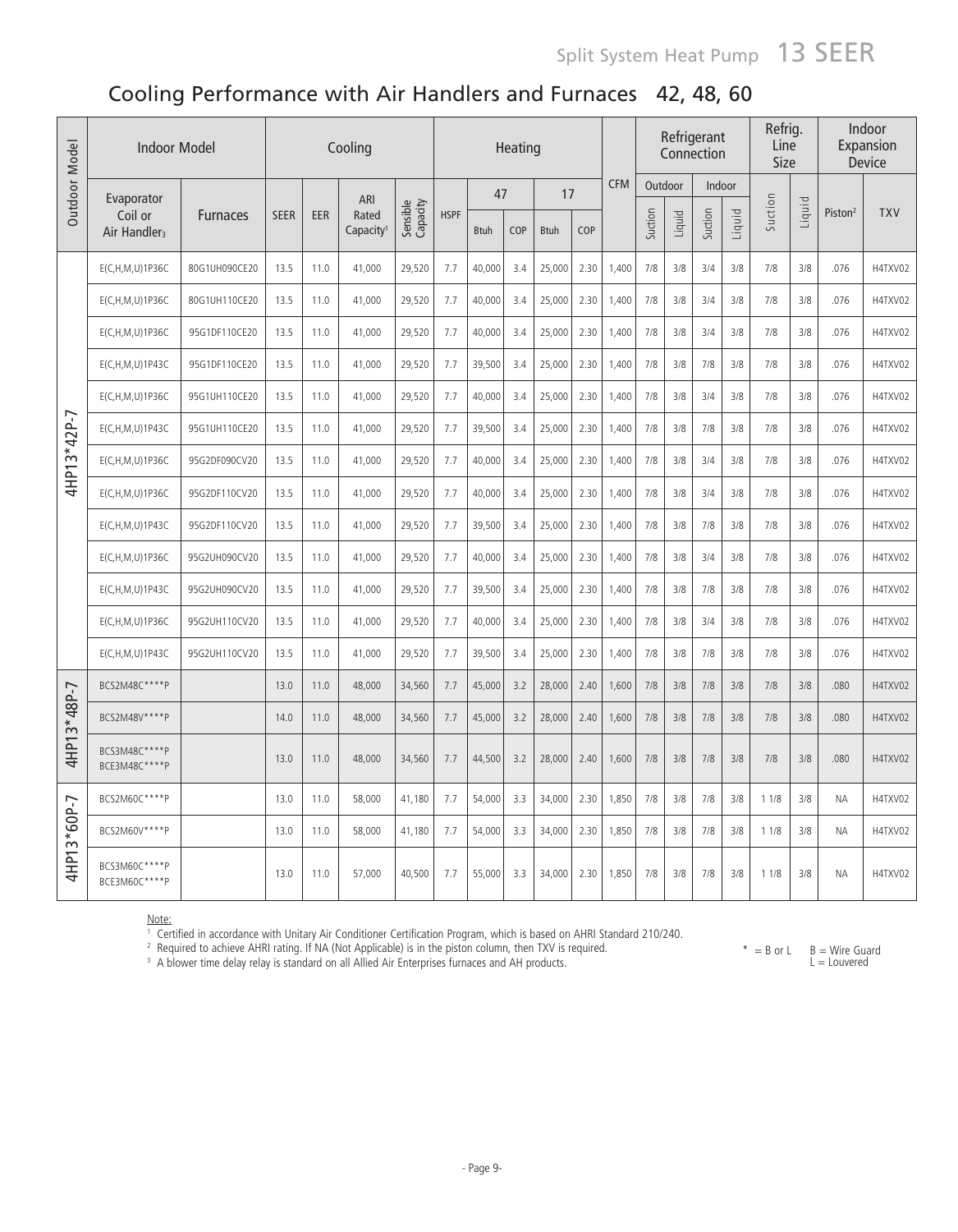# Cooling Performance with Air Handlers and Furnaces 42, 48, 60

| Outdoor Model | Indoor Model | | Cooling | | | | Heating | | | | | CFM | Refrigerant Connection | | | | Refrig. Line Size | | Indoor Expansion Device | |
|---|---|---|---|---|---|---|---|---|---|---|---|---|---|---|---|---|---|---|---|---|
| | Evaporator Coil or Air Handler[3] | Furnaces | SEER | EER | ARI Rated Capacity[1] | Sensible Capacity | HSPF | 47 | | 17 | | | Outdoor | | Indoor | | Suction | Liquid | Piston[2] | TXV |
| | | | | | | | | Btuh | COP | Btuh | COP | | Suction | Liquid | Suction | Liquid | | | | |
| 4HP13*42P-7 | E(C,H,M,U)1P36C | 80G1UH090CE20 | 13.5 | 11.0 | 41,000 | 29,520 | 7.7 | 40,000 | 3.4 | 25,000 | 2.30 | 1,400 | 7/8 | 3/8 | 3/4 | 3/8 | 7/8 | 3/8 | .076 | H4TXV02 |
| | E(C,H,M,U)1P36C | 80G1UH110CE20 | 13.5 | 11.0 | 41,000 | 29,520 | 7.7 | 40,000 | 3.4 | 25,000 | 2.30 | 1,400 | 7/8 | 3/8 | 3/4 | 3/8 | 7/8 | 3/8 | .076 | H4TXV02 |
| | E(C,H,M,U)1P36C | 95G1DF110CE20 | 13.5 | 11.0 | 41,000 | 29,520 | 7.7 | 40,000 | 3.4 | 25,000 | 2.30 | 1,400 | 7/8 | 3/8 | 3/4 | 3/8 | 7/8 | 3/8 | .076 | H4TXV02 |
| | E(C,H,M,U)1P43C | 95G1DF110CE20 | 13.5 | 11.0 | 41,000 | 29,520 | 7.7 | 39,500 | 3.4 | 25,000 | 2.30 | 1,400 | 7/8 | 3/8 | 7/8 | 3/8 | 7/8 | 3/8 | .076 | H4TXV02 |
| | E(C,H,M,U)1P36C | 95G1UH110CE20 | 13.5 | 11.0 | 41,000 | 29,520 | 7.7 | 40,000 | 3.4 | 25,000 | 2.30 | 1,400 | 7/8 | 3/8 | 3/4 | 3/8 | 7/8 | 3/8 | .076 | H4TXV02 |
| | E(C,H,M,U)1P43C | 95G1UH110CE20 | 13.5 | 11.0 | 41,000 | 29,520 | 7.7 | 39,500 | 3.4 | 25,000 | 2.30 | 1,400 | 7/8 | 3/8 | 7/8 | 3/8 | 7/8 | 3/8 | .076 | H4TXV02 |
| | E(C,H,M,U)1P36C | 95G2DF090CV20 | 13.5 | 11.0 | 41,000 | 29,520 | 7.7 | 40,000 | 3.4 | 25,000 | 2.30 | 1,400 | 7/8 | 3/8 | 3/4 | 3/8 | 7/8 | 3/8 | .076 | H4TXV02 |
| | E(C,H,M,U)1P36C | 95G2DF110CV20 | 13.5 | 11.0 | 41,000 | 29,520 | 7.7 | 40,000 | 3.4 | 25,000 | 2.30 | 1,400 | 7/8 | 3/8 | 3/4 | 3/8 | 7/8 | 3/8 | .076 | H4TXV02 |
| | E(C,H,M,U)1P43C | 95G2DF110CV20 | 13.5 | 11.0 | 41,000 | 29,520 | 7.7 | 39,500 | 3.4 | 25,000 | 2.30 | 1,400 | 7/8 | 3/8 | 7/8 | 3/8 | 7/8 | 3/8 | .076 | H4TXV02 |
| | E(C,H,M,U)1P36C | 95G2UH090CV20 | 13.5 | 11.0 | 41,000 | 29,520 | 7.7 | 40,000 | 3.4 | 25,000 | 2.30 | 1,400 | 7/8 | 3/8 | 3/4 | 3/8 | 7/8 | 3/8 | .076 | H4TXV02 |
| | E(C,H,M,U)1P43C | 95G2UH090CV20 | 13.5 | 11.0 | 41,000 | 29,520 | 7.7 | 39,500 | 3.4 | 25,000 | 2.30 | 1,400 | 7/8 | 3/8 | 7/8 | 3/8 | 7/8 | 3/8 | .076 | H4TXV02 |
| | E(C,H,M,U)1P36C | 95G2UH110CV20 | 13.5 | 11.0 | 41,000 | 29,520 | 7.7 | 40,000 | 3.4 | 25,000 | 2.30 | 1,400 | 7/8 | 3/8 | 3/4 | 3/8 | 7/8 | 3/8 | .076 | H4TXV02 |
| | E(C,H,M,U)1P43C | 95G2UH110CV20 | 13.5 | 11.0 | 41,000 | 29,520 | 7.7 | 39,500 | 3.4 | 25,000 | 2.30 | 1,400 | 7/8 | 3/8 | 7/8 | 3/8 | 7/8 | 3/8 | .076 | H4TXV02 |
| 4HP13*48P-7 | BCS2M48C****P | | 13.0 | 11.0 | 48,000 | 34,560 | 7.7 | 45,000 | 3.2 | 28,000 | 2.40 | 1,600 | 7/8 | 3/8 | 7/8 | 3/8 | 7/8 | 3/8 | .080 | H4TXV02 |
| | BCS2M48V****P | | 14.0 | 11.0 | 48,000 | 34,560 | 7.7 | 45,000 | 3.2 | 28,000 | 2.40 | 1,600 | 7/8 | 3/8 | 7/8 | 3/8 | 7/8 | 3/8 | .080 | H4TXV02 |
| | BCS3M48C****P BCE3M48C****P | | 13.0 | 11.0 | 48,000 | 34,560 | 7.7 | 44,500 | 3.2 | 28,000 | 2.40 | 1,600 | 7/8 | 3/8 | 7/8 | 3/8 | 7/8 | 3/8 | .080 | H4TXV02 |
| 4HP13*60P-7 | BCS2M60C****P | | 13.0 | 11.0 | 58,000 | 41,180 | 7.7 | 54,000 | 3.3 | 34,000 | 2.30 | 1,850 | 7/8 | 3/8 | 7/8 | 3/8 | 1 1/8 | 3/8 | NA | H4TXV02 |
| | BCS2M60V****P | | 13.0 | 11.0 | 58,000 | 41,180 | 7.7 | 54,000 | 3.3 | 34,000 | 2.30 | 1,850 | 7/8 | 3/8 | 7/8 | 3/8 | 1 1/8 | 3/8 | NA | H4TXV02 |
| | BCS3M60C****P BCE3M60C****P | | 13.0 | 11.0 | 57,000 | 40,500 | 7.7 | 55,000 | 3.3 | 34,000 | 2.30 | 1,850 | 7/8 | 3/8 | 7/8 | 3/8 | 1 1/8 | 3/8 | NA | H4TXV02 |

Note:

[1] Certified in accordance with Unitary Air Conditioner Certification Program, which is based on AHRI Standard 210/240.

[2] Required to achieve AHRI rating. If NA (Not Applicable) is in the piston column, then TXV is required.

[3] A blower time delay relay is standard on all Allied Air Enterprises furnaces and AH products.

* = B or L B = Wire Guard
L = Louvered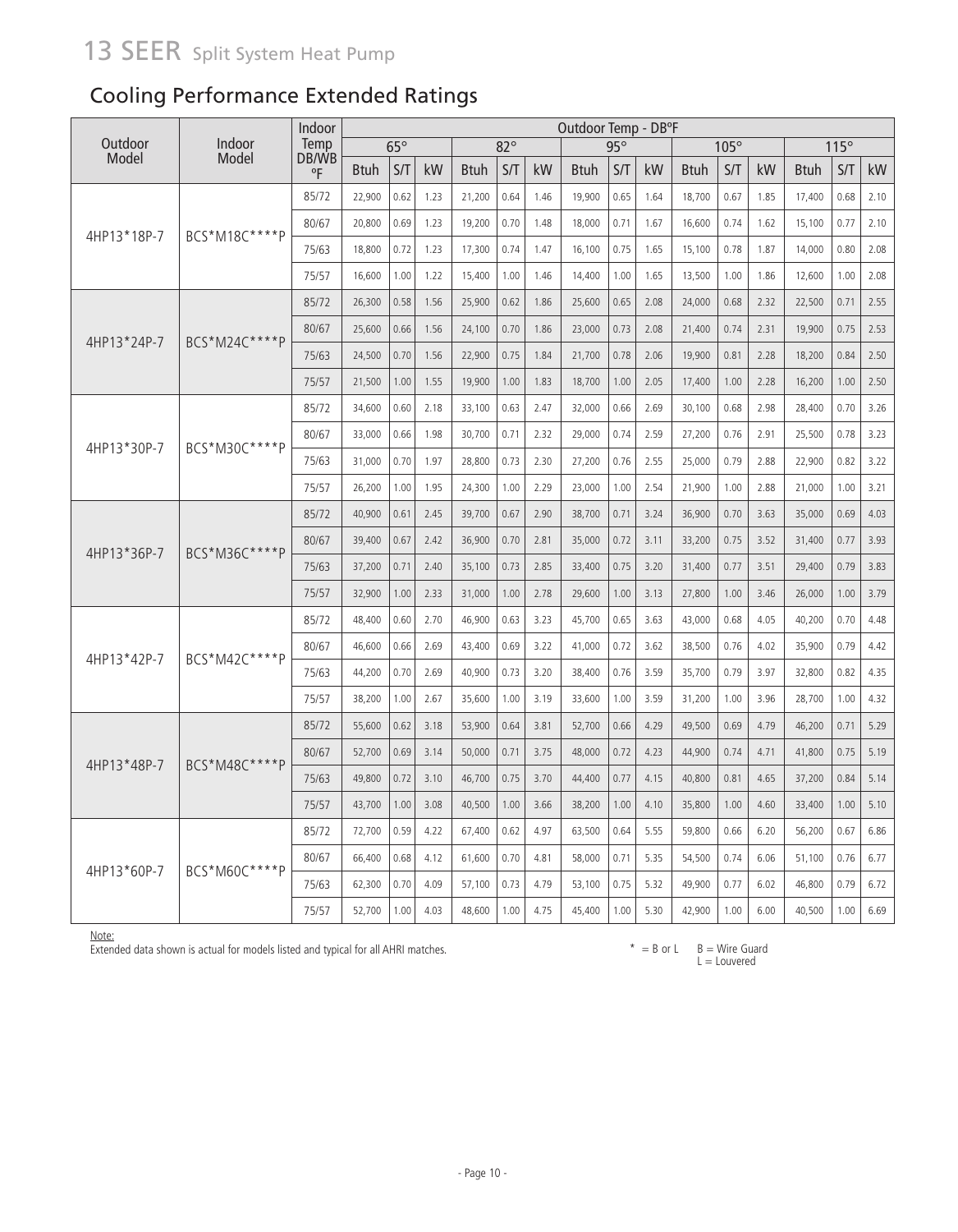# 13 SEER Split System Heat Pump

## Cooling Performance Extended Ratings

| Outdoor Model | Indoor Model | Indoor Temp DB/WB °F | Outdoor Temp - DB°F | | | | | | | | | | | | | | |
|---|---|---|---|---|---|---|---|---|---|---|---|---|---|---|---|---|---|
| | | | 65° | | | 82° | | | 95° | | | 105° | | | 115° | | |
| | | | Btuh | S/T | kW | Btuh | S/T | kW | Btuh | S/T | kW | Btuh | S/T | kW | Btuh | S/T | kW |
| 4HP13*18P-7 | BCS*M18C****P | 85/72 | 22,900 | 0.62 | 1.23 | 21,200 | 0.64 | 1.46 | 19,900 | 0.65 | 1.64 | 18,700 | 0.67 | 1.85 | 17,400 | 0.68 | 2.10 |
| | | 80/67 | 20,800 | 0.69 | 1.23 | 19,200 | 0.70 | 1.48 | 18,000 | 0.71 | 1.67 | 16,600 | 0.74 | 1.62 | 15,100 | 0.77 | 2.10 |
| | | 75/63 | 18,800 | 0.72 | 1.23 | 17,300 | 0.74 | 1.47 | 16,100 | 0.75 | 1.65 | 15,100 | 0.78 | 1.87 | 14,000 | 0.80 | 2.08 |
| | | 75/57 | 16,600 | 1.00 | 1.22 | 15,400 | 1.00 | 1.46 | 14,400 | 1.00 | 1.65 | 13,500 | 1.00 | 1.86 | 12,600 | 1.00 | 2.08 |
| 4HP13*24P-7 | BCS*M24C****P | 85/72 | 26,300 | 0.58 | 1.56 | 25,900 | 0.62 | 1.86 | 25,600 | 0.65 | 2.08 | 24,000 | 0.68 | 2.32 | 22,500 | 0.71 | 2.55 |
| | | 80/67 | 25,600 | 0.66 | 1.56 | 24,100 | 0.70 | 1.86 | 23,000 | 0.73 | 2.08 | 21,400 | 0.74 | 2.31 | 19,900 | 0.75 | 2.53 |
| | | 75/63 | 24,500 | 0.70 | 1.56 | 22,900 | 0.75 | 1.84 | 21,700 | 0.78 | 2.06 | 19,900 | 0.81 | 2.28 | 18,200 | 0.84 | 2.50 |
| | | 75/57 | 21,500 | 1.00 | 1.55 | 19,900 | 1.00 | 1.83 | 18,700 | 1.00 | 2.05 | 17,400 | 1.00 | 2.28 | 16,200 | 1.00 | 2.50 |
| 4HP13*30P-7 | BCS*M30C****P | 85/72 | 34,600 | 0.60 | 2.18 | 33,100 | 0.63 | 2.47 | 32,000 | 0.66 | 2.69 | 30,100 | 0.68 | 2.98 | 28,400 | 0.70 | 3.26 |
| | | 80/67 | 33,000 | 0.66 | 1.98 | 30,700 | 0.71 | 2.32 | 29,000 | 0.74 | 2.59 | 27,200 | 0.76 | 2.91 | 25,500 | 0.78 | 3.23 |
| | | 75/63 | 31,000 | 0.70 | 1.97 | 28,800 | 0.73 | 2.30 | 27,200 | 0.76 | 2.55 | 25,000 | 0.79 | 2.88 | 22,900 | 0.82 | 3.22 |
| | | 75/57 | 26,200 | 1.00 | 1.95 | 24,300 | 1.00 | 2.29 | 23,000 | 1.00 | 2.54 | 21,900 | 1.00 | 2.88 | 21,000 | 1.00 | 3.21 |
| 4HP13*36P-7 | BCS*M36C****P | 85/72 | 40,900 | 0.61 | 2.45 | 39,700 | 0.67 | 2.90 | 38,700 | 0.71 | 3.24 | 36,900 | 0.70 | 3.63 | 35,000 | 0.69 | 4.03 |
| | | 80/67 | 39,400 | 0.67 | 2.42 | 36,900 | 0.70 | 2.81 | 35,000 | 0.72 | 3.11 | 33,200 | 0.75 | 3.52 | 31,400 | 0.77 | 3.93 |
| | | 75/63 | 37,200 | 0.71 | 2.40 | 35,100 | 0.73 | 2.85 | 33,400 | 0.75 | 3.20 | 31,400 | 0.77 | 3.51 | 29,400 | 0.79 | 3.83 |
| | | 75/57 | 32,900 | 1.00 | 2.33 | 31,000 | 1.00 | 2.78 | 29,600 | 1.00 | 3.13 | 27,800 | 1.00 | 3.46 | 26,000 | 1.00 | 3.79 |
| 4HP13*42P-7 | BCS*M42C****P | 85/72 | 48,400 | 0.60 | 2.70 | 46,900 | 0.63 | 3.23 | 45,700 | 0.65 | 3.63 | 43,000 | 0.68 | 4.05 | 40,200 | 0.70 | 4.48 |
| | | 80/67 | 46,600 | 0.66 | 2.69 | 43,400 | 0.69 | 3.22 | 41,000 | 0.72 | 3.62 | 38,500 | 0.76 | 4.02 | 35,900 | 0.79 | 4.42 |
| | | 75/63 | 44,200 | 0.70 | 2.69 | 40,900 | 0.73 | 3.20 | 38,400 | 0.76 | 3.59 | 35,700 | 0.79 | 3.97 | 32,800 | 0.82 | 4.35 |
| | | 75/57 | 38,200 | 1.00 | 2.67 | 35,600 | 1.00 | 3.19 | 33,600 | 1.00 | 3.59 | 31,200 | 1.00 | 3.96 | 28,700 | 1.00 | 4.32 |
| 4HP13*48P-7 | BCS*M48C****P | 85/72 | 55,600 | 0.62 | 3.18 | 53,900 | 0.64 | 3.81 | 52,700 | 0.66 | 4.29 | 49,500 | 0.69 | 4.79 | 46,200 | 0.71 | 5.29 |
| | | 80/67 | 52,700 | 0.69 | 3.14 | 50,000 | 0.71 | 3.75 | 48,000 | 0.72 | 4.23 | 44,900 | 0.74 | 4.71 | 41,800 | 0.75 | 5.19 |
| | | 75/63 | 49,800 | 0.72 | 3.10 | 46,700 | 0.75 | 3.70 | 44,400 | 0.77 | 4.15 | 40,800 | 0.81 | 4.65 | 37,200 | 0.84 | 5.14 |
| | | 75/57 | 43,700 | 1.00 | 3.08 | 40,500 | 1.00 | 3.66 | 38,200 | 1.00 | 4.10 | 35,800 | 1.00 | 4.60 | 33,400 | 1.00 | 5.10 |
| 4HP13*60P-7 | BCS*M60C****P | 85/72 | 72,700 | 0.59 | 4.22 | 67,400 | 0.62 | 4.97 | 63,500 | 0.64 | 5.55 | 59,800 | 0.66 | 6.20 | 56,200 | 0.67 | 6.86 |
| | | 80/67 | 66,400 | 0.68 | 4.12 | 61,600 | 0.70 | 4.81 | 58,000 | 0.71 | 5.35 | 54,500 | 0.74 | 6.06 | 51,100 | 0.76 | 6.77 |
| | | 75/63 | 62,300 | 0.70 | 4.09 | 57,100 | 0.73 | 4.79 | 53,100 | 0.75 | 5.32 | 49,900 | 0.77 | 6.02 | 46,800 | 0.79 | 6.72 |
| | | 75/57 | 52,700 | 1.00 | 4.03 | 48,600 | 1.00 | 4.75 | 45,400 | 1.00 | 5.30 | 42,900 | 1.00 | 6.00 | 40,500 | 1.00 | 6.69 |

Note:
Extended data shown is actual for models listed and typical for all AHRI matches.

* = B or L  B = Wire Guard
L = Louvered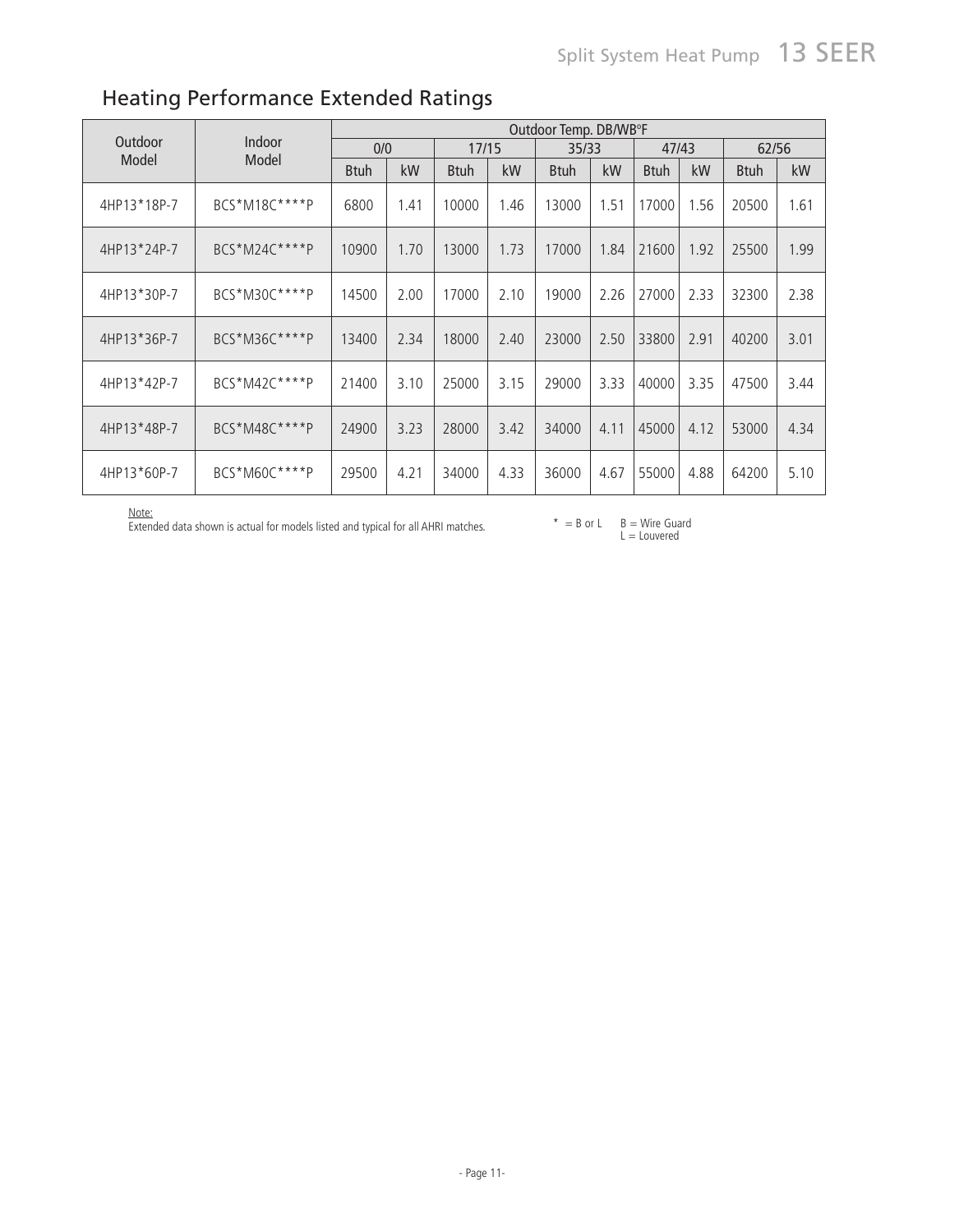## Heating Performance Extended Ratings

| Outdoor Model | Indoor Model | Outdoor Temp. DB/WB°F | | | | | | | | | |
|---|---|---|---|---|---|---|---|---|---|---|---|
| | | 0/0 | | 17/15 | | 35/33 | | 47/43 | | 62/56 | |
| | | Btuh | kW | Btuh | kW | Btuh | kW | Btuh | kW | Btuh | kW |
| 4HP13*18P-7 | BCS*M18C****P | 6800 | 1.41 | 10000 | 1.46 | 13000 | 1.51 | 17000 | 1.56 | 20500 | 1.61 |
| 4HP13*24P-7 | BCS*M24C****P | 10900 | 1.70 | 13000 | 1.73 | 17000 | 1.84 | 21600 | 1.92 | 25500 | 1.99 |
| 4HP13*30P-7 | BCS*M30C****P | 14500 | 2.00 | 17000 | 2.10 | 19000 | 2.26 | 27000 | 2.33 | 32300 | 2.38 |
| 4HP13*36P-7 | BCS*M36C****P | 13400 | 2.34 | 18000 | 2.40 | 23000 | 2.50 | 33800 | 2.91 | 40200 | 3.01 |
| 4HP13*42P-7 | BCS*M42C****P | 21400 | 3.10 | 25000 | 3.15 | 29000 | 3.33 | 40000 | 3.35 | 47500 | 3.44 |
| 4HP13*48P-7 | BCS*M48C****P | 24900 | 3.23 | 28000 | 3.42 | 34000 | 4.11 | 45000 | 4.12 | 53000 | 4.34 |
| 4HP13*60P-7 | BCS*M60C****P | 29500 | 4.21 | 34000 | 4.33 | 36000 | 4.67 | 55000 | 4.88 | 64200 | 5.10 |

Note:
Extended data shown is actual for models listed and typical for all AHRI matches.

\* = B or L  B = Wire Guard
L = Louvered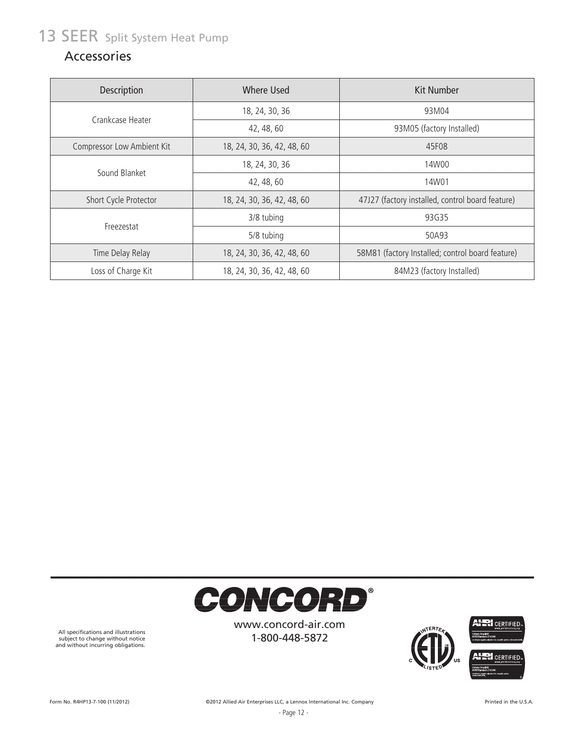# 13 SEER Split System Heat Pump

## Accessories

| Description | Where Used | Kit Number |
|---|---|---|
| Crankcase Heater | 18, 24, 30, 36 | 93M04 |
| | 42, 48, 60 | 93M05 (factory Installed) |
| Compressor Low Ambient Kit | 18, 24, 30, 36, 42, 48, 60 | 45F08 |
| Sound Blanket | 18, 24, 30, 36 | 14W00 |
| | 42, 48, 60 | 14W01 |
| Short Cycle Protector | 18, 24, 30, 36, 42, 48, 60 | 47J27 (factory installed, control board feature) |
| Freezestat | 3/8 tubing | 93G35 |
| | 5/8 tubing | 50A93 |
| Time Delay Relay | 18, 24, 30, 36, 42, 48, 60 | 58M81 (factory Installed; control board feature) |
| Loss of Charge Kit | 18, 24, 30, 36, 42, 48, 60 | 84M23 (factory Installed) |

CONCORD®

www.concord-air.com
1-800-448-5872

All specifications and illustrations subject to change without notice and without incurring obligations.

Form No. R4HP13-7-100 (11/2012) ©2012 Allied Air Enterprises LLC, a Lennox International Inc. Company Printed in the U.S.A.